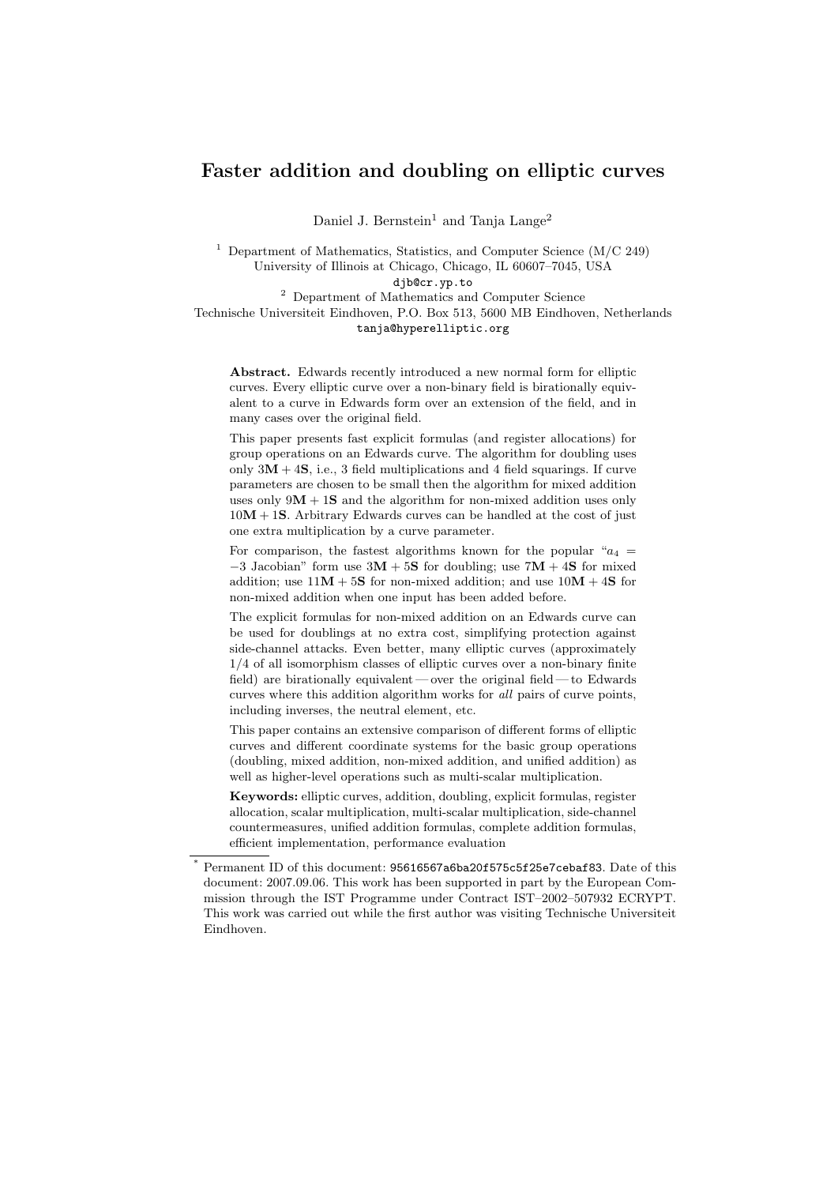# Faster addition and doubling on elliptic curves

Daniel J. Bernstein[1] and Tanja Lange[2]

[1] Department of Mathematics, Statistics, and Computer Science (M/C 249)
University of Illinois at Chicago, Chicago, IL 60607–7045, USA
djb@cr.yp.to

[2] Department of Mathematics and Computer Science
Technische Universiteit Eindhoven, P.O. Box 513, 5600 MB Eindhoven, Netherlands
tanja@hyperelliptic.org

**Abstract.** Edwards recently introduced a new normal form for elliptic curves. Every elliptic curve over a non-binary field is birationally equivalent to a curve in Edwards form over an extension of the field, and in many cases over the original field.

This paper presents fast explicit formulas (and register allocations) for group operations on an Edwards curve. The algorithm for doubling uses only $3\mathbf{M} + 4\mathbf{S}$, i.e., 3 field multiplications and 4 field squarings. If curve parameters are chosen to be small then the algorithm for mixed addition uses only $9\mathbf{M} + 1\mathbf{S}$ and the algorithm for non-mixed addition uses only $10\mathbf{M} + 1\mathbf{S}$. Arbitrary Edwards curves can be handled at the cost of just one extra multiplication by a curve parameter.

For comparison, the fastest algorithms known for the popular "$a_4 = -3$ Jacobian" form use $3\mathbf{M} + 5\mathbf{S}$ for doubling; use $7\mathbf{M} + 4\mathbf{S}$ for mixed addition; use $11\mathbf{M} + 5\mathbf{S}$ for non-mixed addition; and use $10\mathbf{M} + 4\mathbf{S}$ for non-mixed addition when one input has been added before.

The explicit formulas for non-mixed addition on an Edwards curve can be used for doublings at no extra cost, simplifying protection against side-channel attacks. Even better, many elliptic curves (approximately 1/4 of all isomorphism classes of elliptic curves over a non-binary finite field) are birationally equivalent — over the original field — to Edwards curves where this addition algorithm works for *all* pairs of curve points, including inverses, the neutral element, etc.

This paper contains an extensive comparison of different forms of elliptic curves and different coordinate systems for the basic group operations (doubling, mixed addition, non-mixed addition, and unified addition) as well as higher-level operations such as multi-scalar multiplication.

**Keywords:** elliptic curves, addition, doubling, explicit formulas, register allocation, scalar multiplication, multi-scalar multiplication, side-channel countermeasures, unified addition formulas, complete addition formulas, efficient implementation, performance evaluation

* Permanent ID of this document: 95616567a6ba20f575c5f25e7cebaf83. Date of this document: 2007.09.06. This work has been supported in part by the European Commission through the IST Programme under Contract IST–2002–507932 ECRYPT. This work was carried out while the first author was visiting Technische Universiteit Eindhoven.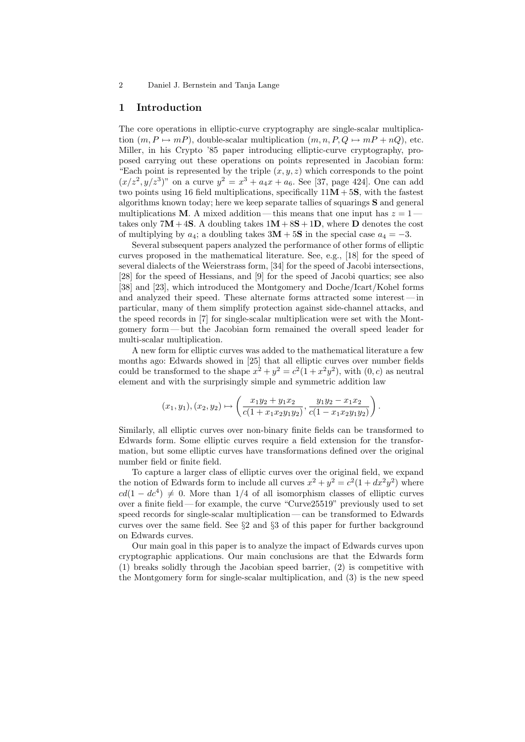## 1 Introduction

The core operations in elliptic-curve cryptography are single-scalar multiplication ($m, P \mapsto mP$), double-scalar multiplication ($m, n, P, Q \mapsto mP + nQ$), etc. Miller, in his Crypto '85 paper introducing elliptic-curve cryptography, proposed carrying out these operations on points represented in Jacobian form: "Each point is represented by the triple $(x, y, z)$ which corresponds to the point $(x/z^2, y/z^3)$" on a curve $y^2 = x^3 + a_4x + a_6$. See [37, page 424]. One can add two points using 16 field multiplications, specifically $11\mathbf{M} + 5\mathbf{S}$, with the fastest algorithms known today; here we keep separate tallies of squarings $\mathbf{S}$ and general multiplications $\mathbf{M}$. A mixed addition — this means that one input has $z = 1$ — takes only $7\mathbf{M} + 4\mathbf{S}$. A doubling takes $1\mathbf{M} + 8\mathbf{S} + 1\mathbf{D}$, where $\mathbf{D}$ denotes the cost of multiplying by $a_4$; a doubling takes $3\mathbf{M} + 5\mathbf{S}$ in the special case $a_4 = -3$.

Several subsequent papers analyzed the performance of other forms of elliptic curves proposed in the mathematical literature. See, e.g., [18] for the speed of several dialects of the Weierstrass form, [34] for the speed of Jacobi intersections, [28] for the speed of Hessians, and [9] for the speed of Jacobi quartics; see also [38] and [23], which introduced the Montgomery and Doche/Icart/Kohel forms and analyzed their speed. These alternate forms attracted some interest — in particular, many of them simplify protection against side-channel attacks, and the speed records in [7] for single-scalar multiplication were set with the Montgomery form — but the Jacobian form remained the overall speed leader for multi-scalar multiplication.

A new form for elliptic curves was added to the mathematical literature a few months ago: Edwards showed in [25] that all elliptic curves over number fields could be transformed to the shape $x^2 + y^2 = c^2(1 + x^2y^2)$, with $(0, c)$ as neutral element and with the surprisingly simple and symmetric addition law

$$(x_1, y_1), (x_2, y_2) \mapsto \left( \frac{x_1y_2 + y_1x_2}{c(1 + x_1x_2y_1y_2)}, \frac{y_1y_2 - x_1x_2}{c(1 - x_1x_2y_1y_2)} \right).$$

Similarly, all elliptic curves over non-binary finite fields can be transformed to Edwards form. Some elliptic curves require a field extension for the transformation, but some elliptic curves have transformations defined over the original number field or finite field.

To capture a larger class of elliptic curves over the original field, we expand the notion of Edwards form to include all curves $x^2 + y^2 = c^2(1 + dx^2y^2)$ where $cd(1 - dc^4) \neq 0$. More than 1/4 of all isomorphism classes of elliptic curves over a finite field — for example, the curve "Curve25519" previously used to set speed records for single-scalar multiplication — can be transformed to Edwards curves over the same field. See §2 and §3 of this paper for further background on Edwards curves.

Our main goal in this paper is to analyze the impact of Edwards curves upon cryptographic applications. Our main conclusions are that the Edwards form (1) breaks solidly through the Jacobian speed barrier, (2) is competitive with the Montgomery form for single-scalar multiplication, and (3) is the new speed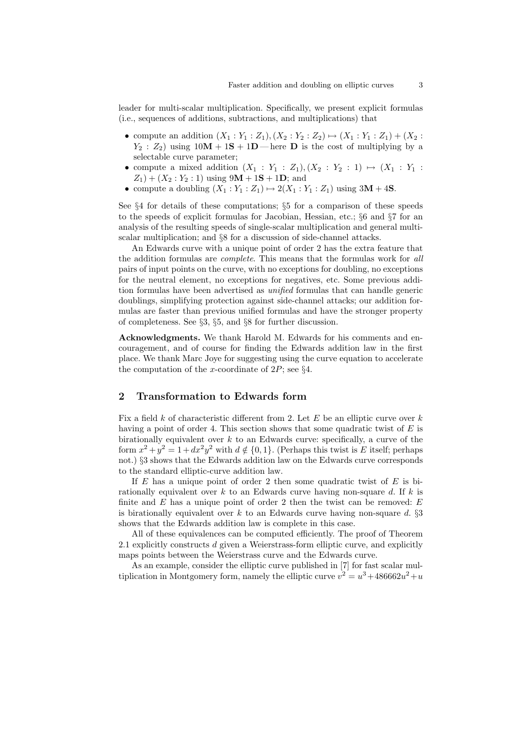leader for multi-scalar multiplication. Specifically, we present explicit formulas (i.e., sequences of additions, subtractions, and multiplications) that

- compute an addition $(X_1 : Y_1 : Z_1), (X_2 : Y_2 : Z_2) \mapsto (X_1 : Y_1 : Z_1) + (X_2 : Y_2 : Z_2)$ using $10\mathbf{M} + 1\mathbf{S} + 1\mathbf{D}$ — here $\mathbf{D}$ is the cost of multiplying by a selectable curve parameter;
- compute a mixed addition $(X_1 : Y_1 : Z_1), (X_2 : Y_2 : 1) \mapsto (X_1 : Y_1 : Z_1) + (X_2 : Y_2 : 1)$ using $9\mathbf{M} + 1\mathbf{S} + 1\mathbf{D}$; and
- compute a doubling $(X_1 : Y_1 : Z_1) \mapsto 2(X_1 : Y_1 : Z_1)$ using $3\mathbf{M} + 4\mathbf{S}$.

See §4 for details of these computations; §5 for a comparison of these speeds to the speeds of explicit formulas for Jacobian, Hessian, etc.; §6 and §7 for an analysis of the resulting speeds of single-scalar multiplication and general multi-scalar multiplication; and §8 for a discussion of side-channel attacks.

An Edwards curve with a unique point of order 2 has the extra feature that the addition formulas are *complete*. This means that the formulas work for *all* pairs of input points on the curve, with no exceptions for doubling, no exceptions for the neutral element, no exceptions for negatives, etc. Some previous addition formulas have been advertised as *unified* formulas that can handle generic doublings, simplifying protection against side-channel attacks; our addition formulas are faster than previous unified formulas and have the stronger property of completeness. See §3, §5, and §8 for further discussion.

**Acknowledgments.** We thank Harold M. Edwards for his comments and encouragement, and of course for finding the Edwards addition law in the first place. We thank Marc Joye for suggesting using the curve equation to accelerate the computation of the $x$-coordinate of $2P$; see §4.

## 2 Transformation to Edwards form

Fix a field $k$ of characteristic different from 2. Let $E$ be an elliptic curve over $k$ having a point of order 4. This section shows that some quadratic twist of $E$ is birationally equivalent over $k$ to an Edwards curve: specifically, a curve of the form $x^2 + y^2 = 1 + dx^2y^2$ with $d \notin \{0, 1\}$. (Perhaps this twist is $E$ itself; perhaps not.) §3 shows that the Edwards addition law on the Edwards curve corresponds to the standard elliptic-curve addition law.

If $E$ has a unique point of order 2 then some quadratic twist of $E$ is birationally equivalent over $k$ to an Edwards curve having non-square $d$. If $k$ is finite and $E$ has a unique point of order 2 then the twist can be removed: $E$ is birationally equivalent over $k$ to an Edwards curve having non-square $d$. §3 shows that the Edwards addition law is complete in this case.

All of these equivalences can be computed efficiently. The proof of Theorem 2.1 explicitly constructs $d$ given a Weierstrass-form elliptic curve, and explicitly maps points between the Weierstrass curve and the Edwards curve.

As an example, consider the elliptic curve published in [7] for fast scalar multiplication in Montgomery form, namely the elliptic curve $v^2 = u^3 + 486662u^2 + u$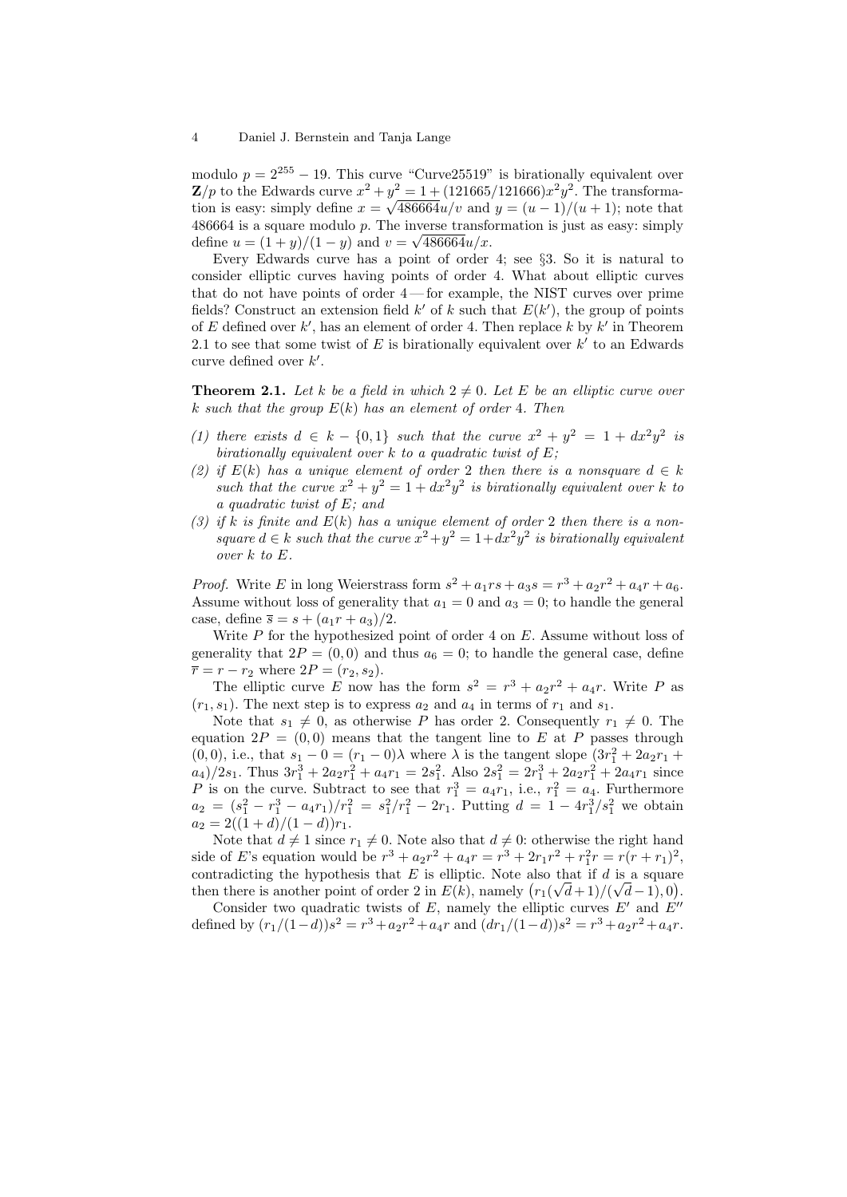modulo $p = 2^{255} - 19$. This curve "Curve25519" is birationally equivalent over $\mathbf{Z}/p$ to the Edwards curve $x^2 + y^2 = 1 + (121665/121666)x^2y^2$. The transformation is easy: simply define $x = \sqrt{486664}u/v$ and $y = (u-1)/(u+1)$; note that 486664 is a square modulo $p$. The inverse transformation is just as easy: simply define $u = (1+y)/(1-y)$ and $v = \sqrt{486664}u/x$.

Every Edwards curve has a point of order 4; see §3. So it is natural to consider elliptic curves having points of order 4. What about elliptic curves that do not have points of order 4 — for example, the NIST curves over prime fields? Construct an extension field $k'$ of $k$ such that $E(k')$, the group of points of $E$ defined over $k'$, has an element of order 4. Then replace $k$ by $k'$ in Theorem 2.1 to see that some twist of $E$ is birationally equivalent over $k'$ to an Edwards curve defined over $k'$.

**Theorem 2.1.** *Let $k$ be a field in which $2 \neq 0$. Let $E$ be an elliptic curve over $k$ such that the group $E(k)$ has an element of order 4. Then*

*(1) there exists $d \in k - \{0, 1\}$ such that the curve $x^2 + y^2 = 1 + dx^2y^2$ is birationally equivalent over $k$ to a quadratic twist of $E$;*
*(2) if $E(k)$ has a unique element of order 2 then there is a nonsquare $d \in k$ such that the curve $x^2 + y^2 = 1 + dx^2y^2$ is birationally equivalent over $k$ to a quadratic twist of $E$; and*
*(3) if $k$ is finite and $E(k)$ has a unique element of order 2 then there is a nonsquare $d \in k$ such that the curve $x^2+y^2 = 1+dx^2y^2$ is birationally equivalent over $k$ to $E$.*

*Proof.* Write $E$ in long Weierstrass form $s^2 + a_1rs + a_3s = r^3 + a_2r^2 + a_4r + a_6$. Assume without loss of generality that $a_1 = 0$ and $a_3 = 0$; to handle the general case, define $\overline{s} = s + (a_1r + a_3)/2$.

Write $P$ for the hypothesized point of order 4 on $E$. Assume without loss of generality that $2P = (0, 0)$ and thus $a_6 = 0$; to handle the general case, define $\overline{r} = r - r_2$ where $2P = (r_2, s_2)$.

The elliptic curve $E$ now has the form $s^2 = r^3 + a_2r^2 + a_4r$. Write $P$ as $(r_1, s_1)$. The next step is to express $a_2$ and $a_4$ in terms of $r_1$ and $s_1$.

Note that $s_1 \neq 0$, as otherwise $P$ has order 2. Consequently $r_1 \neq 0$. The equation $2P = (0, 0)$ means that the tangent line to $E$ at $P$ passes through $(0, 0)$, i.e., that $s_1 - 0 = (r_1 - 0)\lambda$ where $\lambda$ is the tangent slope $(3r_1^2 + 2a_2r_1 + a_4)/2s_1$. Thus $3r_1^3 + 2a_2r_1^2 + a_4r_1 = 2s_1^2$. Also $2s_1^2 = 2r_1^3 + 2a_2r_1^2 + 2a_4r_1$ since $P$ is on the curve. Subtract to see that $r_1^3 = a_4r_1$, i.e., $r_1^2 = a_4$. Furthermore $a_2 = (s_1^2 - r_1^3 - a_4r_1)/r_1^2 = s_1^2/r_1^2 - 2r_1$. Putting $d = 1 - 4r_1^3/s_1^2$ we obtain $a_2 = 2((1+d)/(1-d))r_1$.

Note that $d \neq 1$ since $r_1 \neq 0$. Note also that $d \neq 0$: otherwise the right hand side of $E$'s equation would be $r^3 + a_2r^2 + a_4r = r^3 + 2r_1r^2 + r_1^2r = r(r + r_1)^2$, contradicting the hypothesis that $E$ is elliptic. Note also that if $d$ is a square then there is another point of order 2 in $E(k)$, namely $\big(r_1(\sqrt{d}+1)/(\sqrt{d}-1), 0\big)$.

Consider two quadratic twists of $E$, namely the elliptic curves $E'$ and $E''$ defined by $(r_1/(1-d))s^2 = r^3 + a_2r^2 + a_4r$ and $(dr_1/(1-d))s^2 = r^3 + a_2r^2 + a_4r$.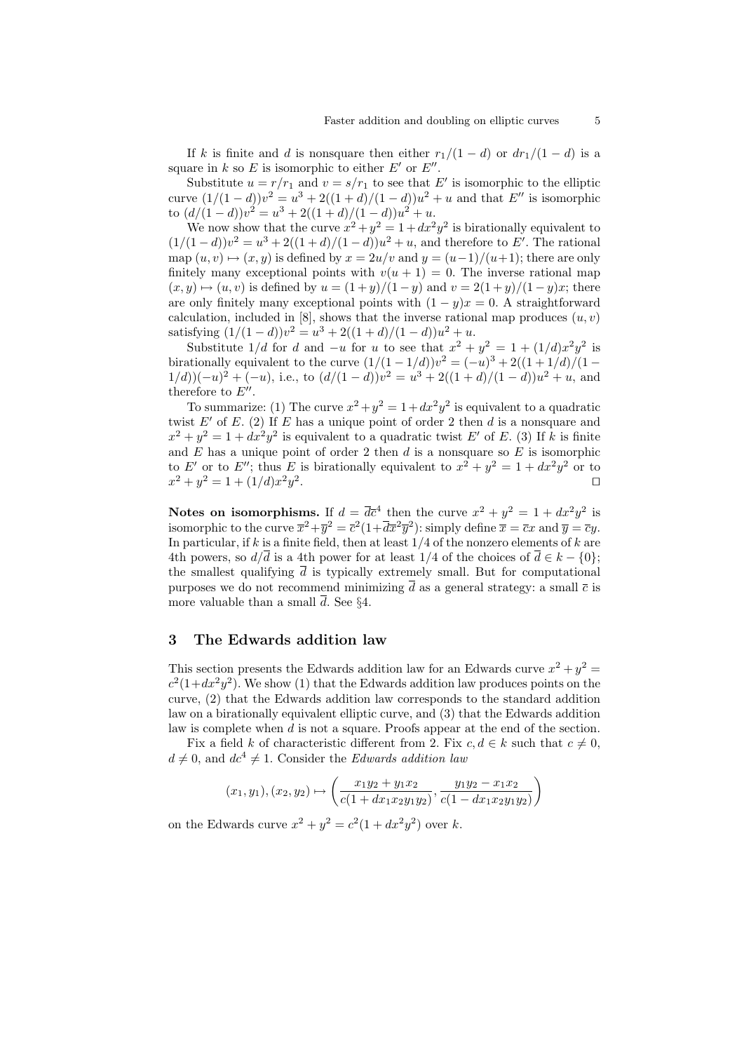If $k$ is finite and $d$ is nonsquare then either $r_1/(1-d)$ or $dr_1/(1-d)$ is a square in $k$ so $E$ is isomorphic to either $E'$ or $E''$.

Substitute $u = r/r_1$ and $v = s/r_1$ to see that $E'$ is isomorphic to the elliptic curve $(1/(1-d))v^2 = u^3 + 2((1+d)/(1-d))u^2 + u$ and that $E''$ is isomorphic to $(d/(1-d))v^2 = u^3 + 2((1+d)/(1-d))u^2 + u$.

We now show that the curve $x^2 + y^2 = 1 + dx^2y^2$ is birationally equivalent to $(1/(1-d))v^2 = u^3 + 2((1+d)/(1-d))u^2 + u$, and therefore to $E'$. The rational map $(u, v) \mapsto (x, y)$ is defined by $x = 2u/v$ and $y = (u-1)/(u+1)$; there are only finitely many exceptional points with $v(u+1) = 0$. The inverse rational map $(x, y) \mapsto (u, v)$ is defined by $u = (1+y)/(1-y)$ and $v = 2(1+y)/(1-y)x$; there are only finitely many exceptional points with $(1-y)x = 0$. A straightforward calculation, included in [8], shows that the inverse rational map produces $(u, v)$ satisfying $(1/(1-d))v^2 = u^3 + 2((1+d)/(1-d))u^2 + u$.

Substitute $1/d$ for $d$ and $-u$ for $u$ to see that $x^2 + y^2 = 1 + (1/d)x^2y^2$ is birationally equivalent to the curve $(1/(1-1/d))v^2 = (-u)^3 + 2((1+1/d)/(1-1/d))(-u)^2 + (-u)$, i.e., to $(d/(1-d))v^2 = u^3 + 2((1+d)/(1-d))u^2 + u$, and therefore to $E''$.

To summarize: (1) The curve $x^2+y^2 = 1+dx^2y^2$ is equivalent to a quadratic twist $E'$ of $E$. (2) If $E$ has a unique point of order 2 then $d$ is a nonsquare and $x^2 + y^2 = 1 + dx^2y^2$ is equivalent to a quadratic twist $E'$ of $E$. (3) If $k$ is finite and $E$ has a unique point of order 2 then $d$ is a nonsquare so $E$ is isomorphic to $E'$ or to $E''$; thus $E$ is birationally equivalent to $x^2 + y^2 = 1 + dx^2y^2$ or to $x^2 + y^2 = 1 + (1/d)x^2y^2$. ◻

**Notes on isomorphisms.** If $d = \bar{d}\bar{c}^4$ then the curve $x^2 + y^2 = 1 + dx^2y^2$ is isomorphic to the curve $\bar{x}^2+\bar{y}^2 = \bar{c}^2(1+\bar{d}\bar{x}^2\bar{y}^2)$: simply define $\bar{x} = \bar{c}x$ and $\bar{y} = \bar{c}y$. In particular, if $k$ is a finite field, then at least $1/4$ of the nonzero elements of $k$ are 4th powers, so $d/\bar{d}$ is a 4th power for at least $1/4$ of the choices of $\bar{d} \in k - \{0\}$; the smallest qualifying $\bar{d}$ is typically extremely small. But for computational purposes we do not recommend minimizing $\bar{d}$ as a general strategy: a small $\bar{c}$ is more valuable than a small $\bar{d}$. See §4.

## 3 The Edwards addition law

This section presents the Edwards addition law for an Edwards curve $x^2 + y^2 = c^2(1+dx^2y^2)$. We show (1) that the Edwards addition law produces points on the curve, (2) that the Edwards addition law corresponds to the standard addition law on a birationally equivalent elliptic curve, and (3) that the Edwards addition law is complete when $d$ is not a square. Proofs appear at the end of the section.

Fix a field $k$ of characteristic different from 2. Fix $c, d \in k$ such that $c \neq 0$, $d \neq 0$, and $dc^4 \neq 1$. Consider the *Edwards addition law*

$$(x_1, y_1), (x_2, y_2) \mapsto \left( \frac{x_1y_2 + y_1x_2}{c(1 + dx_1x_2y_1y_2)}, \frac{y_1y_2 - x_1x_2}{c(1 - dx_1x_2y_1y_2)} \right)$$

on the Edwards curve $x^2 + y^2 = c^2(1 + dx^2y^2)$ over $k$.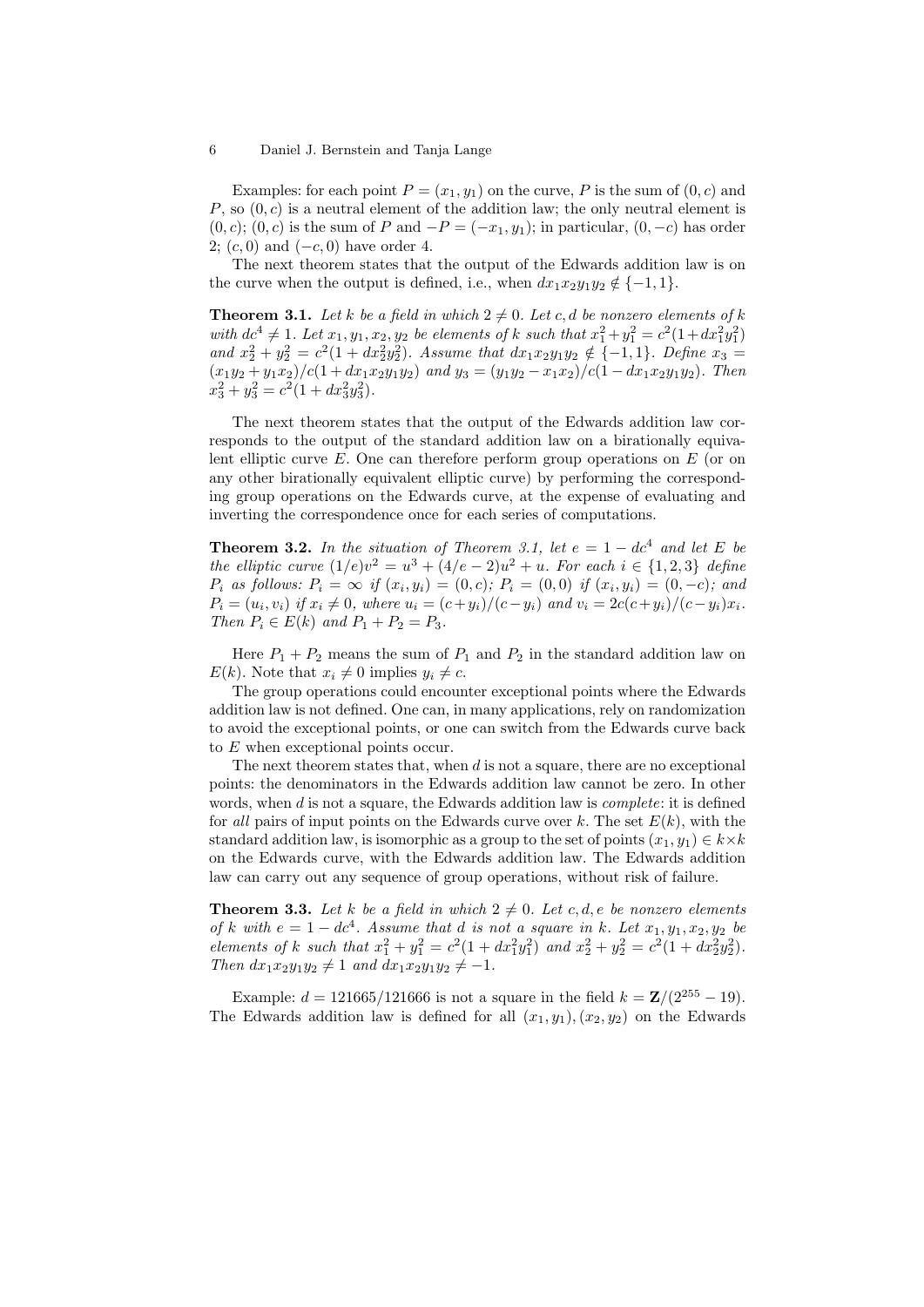Examples: for each point $P = (x_1, y_1)$ on the curve, $P$ is the sum of $(0, c)$ and $P$, so $(0, c)$ is a neutral element of the addition law; the only neutral element is $(0, c)$; $(0, c)$ is the sum of $P$ and $-P = (-x_1, y_1)$; in particular, $(0, -c)$ has order 2; $(c, 0)$ and $(-c, 0)$ have order 4.

The next theorem states that the output of the Edwards addition law is on the curve when the output is defined, i.e., when $dx_1x_2y_1y_2 \notin \{-1, 1\}$.

**Theorem 3.1.** *Let $k$ be a field in which $2 \neq 0$. Let $c, d$ be nonzero elements of $k$ with $dc^4 \neq 1$. Let $x_1, y_1, x_2, y_2$ be elements of $k$ such that $x_1^2 + y_1^2 = c^2(1 + dx_1^2y_1^2)$ and $x_2^2 + y_2^2 = c^2(1 + dx_2^2y_2^2)$. Assume that $dx_1x_2y_1y_2 \notin \{-1, 1\}$. Define $x_3 = (x_1y_2 + y_1x_2)/c(1 + dx_1x_2y_1y_2)$ and $y_3 = (y_1y_2 - x_1x_2)/c(1 - dx_1x_2y_1y_2)$. Then $x_3^2 + y_3^2 = c^2(1 + dx_3^2y_3^2)$.*

The next theorem states that the output of the Edwards addition law corresponds to the output of the standard addition law on a birationally equivalent elliptic curve $E$. One can therefore perform group operations on $E$ (or on any other birationally equivalent elliptic curve) by performing the corresponding group operations on the Edwards curve, at the expense of evaluating and inverting the correspondence once for each series of computations.

**Theorem 3.2.** *In the situation of Theorem 3.1, let $e = 1 - dc^4$ and let $E$ be the elliptic curve $(1/e)v^2 = u^3 + (4/e - 2)u^2 + u$. For each $i \in \{1, 2, 3\}$ define $P_i$ as follows: $P_i = \infty$ if $(x_i, y_i) = (0, c)$; $P_i = (0, 0)$ if $(x_i, y_i) = (0, -c)$; and $P_i = (u_i, v_i)$ if $x_i \neq 0$, where $u_i = (c + y_i)/(c - y_i)$ and $v_i = 2c(c + y_i)/(c - y_i)x_i$. Then $P_i \in E(k)$ and $P_1 + P_2 = P_3$.*

Here $P_1 + P_2$ means the sum of $P_1$ and $P_2$ in the standard addition law on $E(k)$. Note that $x_i \neq 0$ implies $y_i \neq c$.

The group operations could encounter exceptional points where the Edwards addition law is not defined. One can, in many applications, rely on randomization to avoid the exceptional points, or one can switch from the Edwards curve back to $E$ when exceptional points occur.

The next theorem states that, when $d$ is not a square, there are no exceptional points: the denominators in the Edwards addition law cannot be zero. In other words, when $d$ is not a square, the Edwards addition law is *complete*: it is defined for *all* pairs of input points on the Edwards curve over $k$. The set $E(k)$, with the standard addition law, is isomorphic as a group to the set of points $(x_1, y_1) \in k \times k$ on the Edwards curve, with the Edwards addition law. The Edwards addition law can carry out any sequence of group operations, without risk of failure.

**Theorem 3.3.** *Let $k$ be a field in which $2 \neq 0$. Let $c, d, e$ be nonzero elements of $k$ with $e = 1 - dc^4$. Assume that $d$ is not a square in $k$. Let $x_1, y_1, x_2, y_2$ be elements of $k$ such that $x_1^2 + y_1^2 = c^2(1 + dx_1^2y_1^2)$ and $x_2^2 + y_2^2 = c^2(1 + dx_2^2y_2^2)$. Then $dx_1x_2y_1y_2 \neq 1$ and $dx_1x_2y_1y_2 \neq -1$.*

Example: $d = 121665/121666$ is not a square in the field $k = \mathbf{Z}/(2^{255} - 19)$. The Edwards addition law is defined for all $(x_1, y_1), (x_2, y_2)$ on the Edwards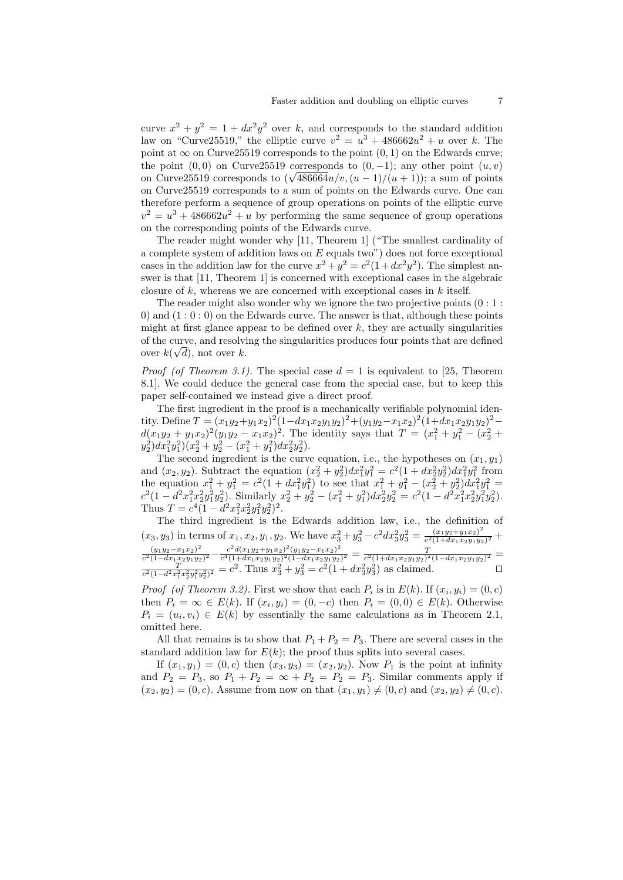curve $x^2 + y^2 = 1 + dx^2y^2$ over $k$, and corresponds to the standard addition law on "Curve25519," the elliptic curve $v^2 = u^3 + 486662u^2 + u$ over $k$. The point at $\infty$ on Curve25519 corresponds to the point $(0, 1)$ on the Edwards curve; the point $(0, 0)$ on Curve25519 corresponds to $(0, -1)$; any other point $(u, v)$ on Curve25519 corresponds to $(\sqrt{486664}u/v, (u - 1)/(u + 1))$; a sum of points on Curve25519 corresponds to a sum of points on the Edwards curve. One can therefore perform a sequence of group operations on points of the elliptic curve $v^2 = u^3 + 486662u^2 + u$ by performing the same sequence of group operations on the corresponding points of the Edwards curve.

The reader might wonder why [11, Theorem 1] ("The smallest cardinality of a complete system of addition laws on $E$ equals two") does not force exceptional cases in the addition law for the curve $x^2 + y^2 = c^2(1 + dx^2y^2)$. The simplest answer is that [11, Theorem 1] is concerned with exceptional cases in the algebraic closure of $k$, whereas we are concerned with exceptional cases in $k$ itself.

The reader might also wonder why we ignore the two projective points $(0 : 1 : 0)$ and $(1 : 0 : 0)$ on the Edwards curve. The answer is that, although these points might at first glance appear to be defined over $k$, they are actually singularities of the curve, and resolving the singularities produces four points that are defined over $k(\sqrt{d})$, not over $k$.

*Proof (of Theorem 3.1).* The special case $d = 1$ is equivalent to [25, Theorem 8.1]. We could deduce the general case from the special case, but to keep this paper self-contained we instead give a direct proof.

The first ingredient in the proof is a mechanically verifiable polynomial identity. Define $T = (x_1y_2+y_1x_2)^2(1-dx_1x_2y_1y_2)^2+(y_1y_2-x_1x_2)^2(1+dx_1x_2y_1y_2)^2-d(x_1y_2 + y_1x_2)^2(y_1y_2 - x_1x_2)^2$. The identity says that $T = (x_1^2 + y_1^2 - (x_2^2 + y_2^2)dx_1^2y_1^2)(x_2^2 + y_2^2 - (x_1^2 + y_1^2)dx_2^2y_2^2)$.

The second ingredient is the curve equation, i.e., the hypotheses on $(x_1, y_1)$ and $(x_2, y_2)$. Subtract the equation $(x_2^2 + y_2^2)dx_1^2y_1^2 = c^2(1 + dx_2^2y_2^2)dx_1^2y_1^2$ from the equation $x_1^2 + y_1^2 = c^2(1 + dx_1^2y_1^2)$ to see that $x_1^2 + y_1^2 - (x_2^2 + y_2^2)dx_1^2y_1^2 = c^2(1 - d^2x_1^2x_2^2y_1^2y_2^2)$. Similarly $x_2^2 + y_2^2 - (x_1^2 + y_1^2)dx_2^2y_2^2 = c^2(1 - d^2x_1^2x_2^2y_1^2y_2^2)$. Thus $T = c^4(1 - d^2x_1^2x_2^2y_1^2y_2^2)^2$.

The third ingredient is the Edwards addition law, i.e., the definition of $(x_3, y_3)$ in terms of $x_1, x_2, y_1, y_2$. We have $x_3^2 + y_3^2 - c^2dx_3^2y_3^2 = \frac{(x_1y_2+y_1x_2)^2}{c^2(1+dx_1x_2y_1y_2)^2} + \frac{(y_1y_2-x_1x_2)^2}{c^2(1-dx_1x_2y_1y_2)^2} - \frac{c^2d(x_1y_2+y_1x_2)^2(y_1y_2-x_1x_2)^2}{c^4(1+dx_1x_2y_1y_2)^2(1-dx_1x_2y_1y_2)^2} = \frac{T}{c^2(1+dx_1x_2y_1y_2)^2(1-dx_1x_2y_1y_2)^2} = \frac{T}{c^2(1-d^2x_1^2x_2^2y_1^2y_2^2)^2} = c^2$. Thus $x_3^2 + y_3^2 = c^2(1 + dx_3^2y_3^2)$ as claimed. ☐

*Proof (of Theorem 3.2).* First we show that each $P_i$ is in $E(k)$. If $(x_i, y_i) = (0, c)$ then $P_i = \infty \in E(k)$. If $(x_i, y_i) = (0, -c)$ then $P_i = (0, 0) \in E(k)$. Otherwise $P_i = (u_i, v_i) \in E(k)$ by essentially the same calculations as in Theorem 2.1, omitted here.

All that remains is to show that $P_1 + P_2 = P_3$. There are several cases in the standard addition law for $E(k)$; the proof thus splits into several cases.

If $(x_1, y_1) = (0, c)$ then $(x_3, y_3) = (x_2, y_2)$. Now $P_1$ is the point at infinity and $P_2 = P_3$, so $P_1 + P_2 = \infty + P_2 = P_2 = P_3$. Similar comments apply if $(x_2, y_2) = (0, c)$. Assume from now on that $(x_1, y_1) \neq (0, c)$ and $(x_2, y_2) \neq (0, c)$.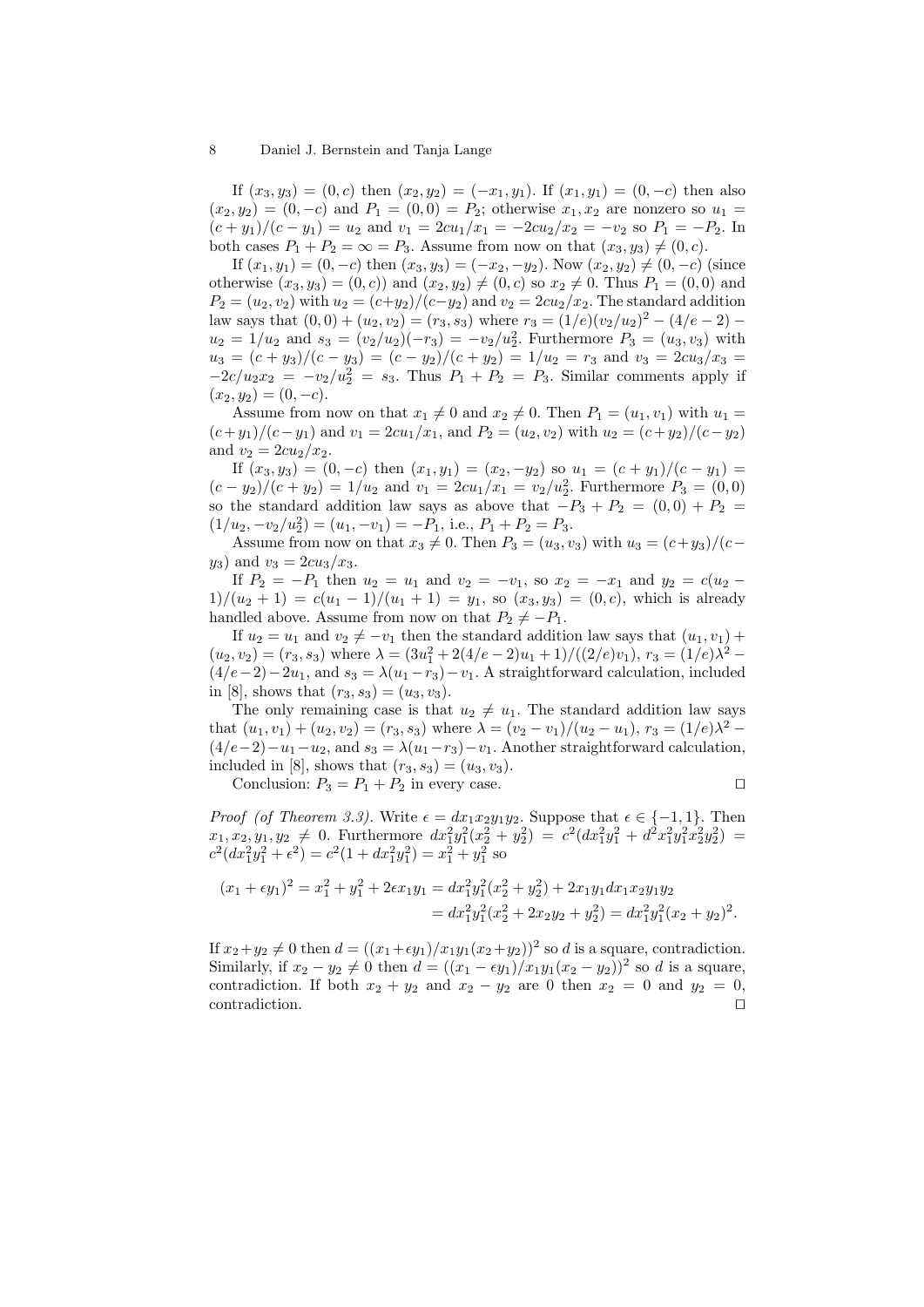If $(x_3, y_3) = (0, c)$ then $(x_2, y_2) = (-x_1, y_1)$. If $(x_1, y_1) = (0, -c)$ then also $(x_2, y_2) = (0, -c)$ and $P_1 = (0, 0) = P_2$; otherwise $x_1, x_2$ are nonzero so $u_1 = (c + y_1)/(c - y_1) = u_2$ and $v_1 = 2cu_1/x_1 = -2cu_2/x_2 = -v_2$ so $P_1 = -P_2$. In both cases $P_1 + P_2 = \infty = P_3$. Assume from now on that $(x_3, y_3) \neq (0, c)$.

If $(x_1, y_1) = (0, -c)$ then $(x_3, y_3) = (-x_2, -y_2)$. Now $(x_2, y_2) \neq (0, -c)$ (since otherwise $(x_3, y_3) = (0, c)$) and $(x_2, y_2) \neq (0, c)$ so $x_2 \neq 0$. Thus $P_1 = (0, 0)$ and $P_2 = (u_2, v_2)$ with $u_2 = (c+y_2)/(c-y_2)$ and $v_2 = 2cu_2/x_2$. The standard addition law says that $(0, 0) + (u_2, v_2) = (r_3, s_3)$ where $r_3 = (1/e)(v_2/u_2)^2 - (4/e - 2) - u_2 = 1/u_2$ and $s_3 = (v_2/u_2)(-r_3) = -v_2/u_2^2$. Furthermore $P_3 = (u_3, v_3)$ with $u_3 = (c + y_3)/(c - y_3) = (c - y_2)/(c + y_2) = 1/u_2 = r_3$ and $v_3 = 2cu_3/x_3 = -2c/u_2x_2 = -v_2/u_2^2 = s_3$. Thus $P_1 + P_2 = P_3$. Similar comments apply if $(x_2, y_2) = (0, -c)$.

Assume from now on that $x_1 \neq 0$ and $x_2 \neq 0$. Then $P_1 = (u_1, v_1)$ with $u_1 = (c+y_1)/(c-y_1)$ and $v_1 = 2cu_1/x_1$, and $P_2 = (u_2, v_2)$ with $u_2 = (c+y_2)/(c-y_2)$ and $v_2 = 2cu_2/x_2$.

If $(x_3, y_3) = (0, -c)$ then $(x_1, y_1) = (x_2, -y_2)$ so $u_1 = (c + y_1)/(c - y_1) = (c - y_2)/(c + y_2) = 1/u_2$ and $v_1 = 2cu_1/x_1 = v_2/u_2^2$. Furthermore $P_3 = (0, 0)$ so the standard addition law says as above that $-P_3 + P_2 = (0, 0) + P_2 = (1/u_2, -v_2/u_2^2) = (u_1, -v_1) = -P_1$, i.e., $P_1 + P_2 = P_3$.

Assume from now on that $x_3 \neq 0$. Then $P_3 = (u_3, v_3)$ with $u_3 = (c+y_3)/(c-y_3)$ and $v_3 = 2cu_3/x_3$.

If $P_2 = -P_1$ then $u_2 = u_1$ and $v_2 = -v_1$, so $x_2 = -x_1$ and $y_2 = c(u_2 - 1)/(u_2 + 1) = c(u_1 - 1)/(u_1 + 1) = y_1$, so $(x_3, y_3) = (0, c)$, which is already handled above. Assume from now on that $P_2 \neq -P_1$.

If $u_2 = u_1$ and $v_2 \neq -v_1$ then the standard addition law says that $(u_1, v_1) + (u_2, v_2) = (r_3, s_3)$ where $\lambda = (3u_1^2 + 2(4/e - 2)u_1 + 1)/((2/e)v_1)$, $r_3 = (1/e)\lambda^2 - (4/e - 2) - 2u_1$, and $s_3 = \lambda(u_1 - r_3) - v_1$. A straightforward calculation, included in [8], shows that $(r_3, s_3) = (u_3, v_3)$.

The only remaining case is that $u_2 \neq u_1$. The standard addition law says that $(u_1, v_1) + (u_2, v_2) = (r_3, s_3)$ where $\lambda = (v_2 - v_1)/(u_2 - u_1)$, $r_3 = (1/e)\lambda^2 - (4/e - 2) - u_1 - u_2$, and $s_3 = \lambda(u_1 - r_3) - v_1$. Another straightforward calculation, included in [8], shows that $(r_3, s_3) = (u_3, v_3)$.

Conclusion: $P_3 = P_1 + P_2$ in every case. ◻

*Proof (of Theorem 3.3).* Write $\epsilon = dx_1x_2y_1y_2$. Suppose that $\epsilon \in \{-1, 1\}$. Then $x_1, x_2, y_1, y_2 \neq 0$. Furthermore $dx_1^2y_1^2(x_2^2 + y_2^2) = c^2(dx_1^2y_1^2 + d^2x_1^2y_1^2x_2^2y_2^2) = c^2(dx_1^2y_1^2 + \epsilon^2) = c^2(1 + dx_1^2y_1^2) = x_1^2 + y_1^2$ so

$$
\begin{aligned}
(x_1 + \epsilon y_1)^2 = x_1^2 + y_1^2 + 2\epsilon x_1y_1 &= dx_1^2y_1^2(x_2^2 + y_2^2) + 2x_1y_1dx_1x_2y_1y_2 \\
&= dx_1^2y_1^2(x_2^2 + 2x_2y_2 + y_2^2) = dx_1^2y_1^2(x_2 + y_2)^2.
\end{aligned}
$$

If $x_2 + y_2 \neq 0$ then $d = ((x_1 + \epsilon y_1)/x_1y_1(x_2 + y_2))^2$ so $d$ is a square, contradiction. Similarly, if $x_2 - y_2 \neq 0$ then $d = ((x_1 - \epsilon y_1)/x_1y_1(x_2 - y_2))^2$ so $d$ is a square, contradiction. If both $x_2 + y_2$ and $x_2 - y_2$ are 0 then $x_2 = 0$ and $y_2 = 0$, contradiction. ◻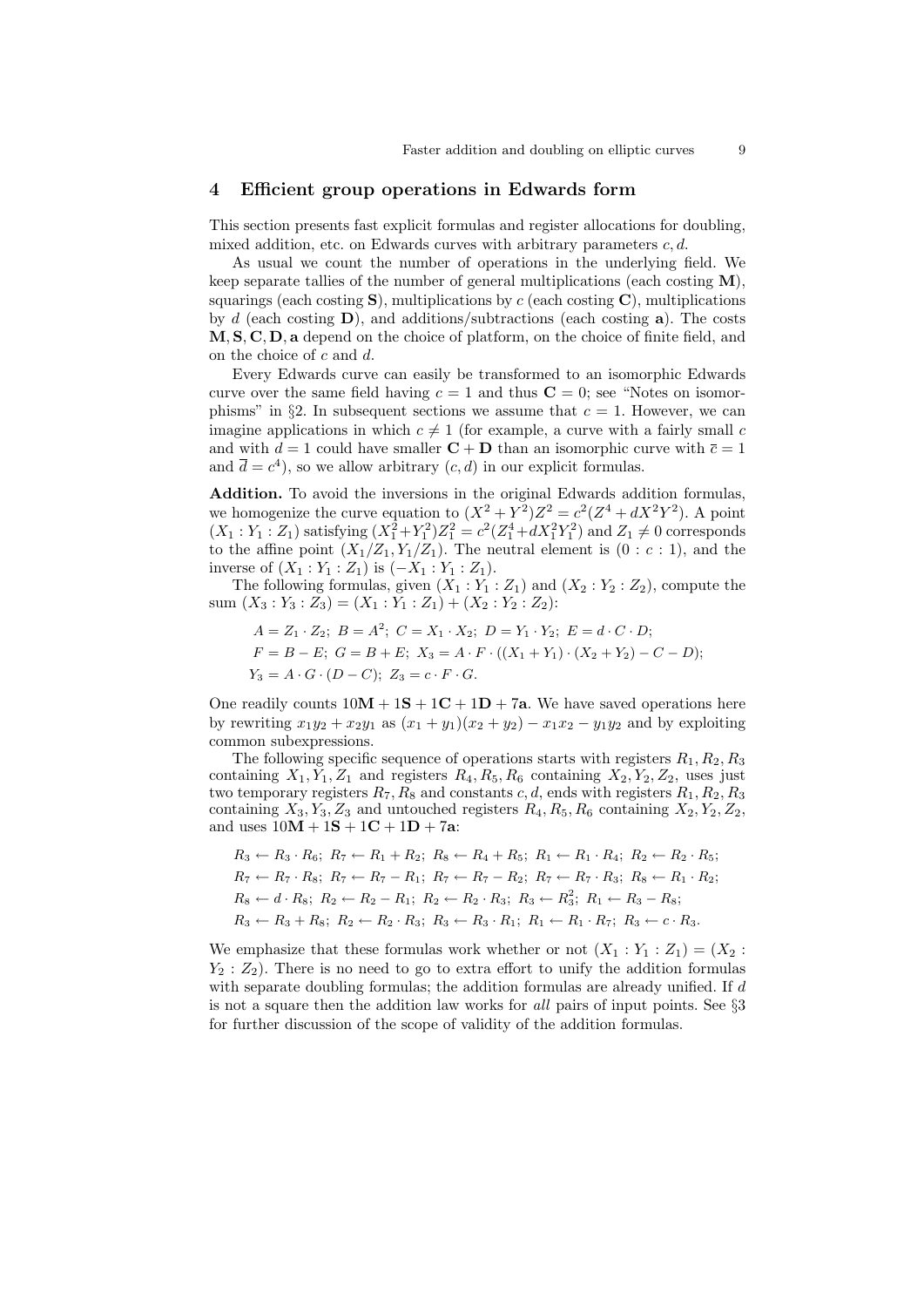## 4 Efficient group operations in Edwards form

This section presents fast explicit formulas and register allocations for doubling, mixed addition, etc. on Edwards curves with arbitrary parameters $c, d$.

As usual we count the number of operations in the underlying field. We keep separate tallies of the number of general multiplications (each costing **M**), squarings (each costing **S**), multiplications by $c$ (each costing **C**), multiplications by $d$ (each costing **D**), and additions/subtractions (each costing **a**). The costs $\mathbf{M}, \mathbf{S}, \mathbf{C}, \mathbf{D}, \mathbf{a}$ depend on the choice of platform, on the choice of finite field, and on the choice of $c$ and $d$.

Every Edwards curve can easily be transformed to an isomorphic Edwards curve over the same field having $c = 1$ and thus $\mathbf{C} = 0$; see "Notes on isomorphisms" in §2. In subsequent sections we assume that $c = 1$. However, we can imagine applications in which $c \neq 1$ (for example, a curve with a fairly small $c$ and with $d = 1$ could have smaller $\mathbf{C} + \mathbf{D}$ than an isomorphic curve with $\bar{c} = 1$ and $\bar{d} = c^4$), so we allow arbitrary $(c, d)$ in our explicit formulas.

**Addition.** To avoid the inversions in the original Edwards addition formulas, we homogenize the curve equation to $(X^2 + Y^2)Z^2 = c^2(Z^4 + dX^2Y^2)$. A point $(X_1 : Y_1 : Z_1)$ satisfying $(X_1^2 + Y_1^2)Z_1^2 = c^2(Z_1^4 + dX_1^2Y_1^2)$ and $Z_1 \neq 0$ corresponds to the affine point $(X_1/Z_1, Y_1/Z_1)$. The neutral element is $(0 : c : 1)$, and the inverse of $(X_1 : Y_1 : Z_1)$ is $(-X_1 : Y_1 : Z_1)$.

The following formulas, given $(X_1 : Y_1 : Z_1)$ and $(X_2 : Y_2 : Z_2)$, compute the sum $(X_3 : Y_3 : Z_3) = (X_1 : Y_1 : Z_1) + (X_2 : Y_2 : Z_2)$:

$$
\begin{aligned}
&A = Z_1 \cdot Z_2;\ B = A^2;\ C = X_1 \cdot X_2;\ D = Y_1 \cdot Y_2;\ E = d \cdot C \cdot D;\\
&F = B - E;\ G = B + E;\ X_3 = A \cdot F \cdot ((X_1 + Y_1) \cdot (X_2 + Y_2) - C - D);\\
&Y_3 = A \cdot G \cdot (D - C);\ Z_3 = c \cdot F \cdot G.
\end{aligned}
$$

One readily counts $10\mathbf{M} + 1\mathbf{S} + 1\mathbf{C} + 1\mathbf{D} + 7\mathbf{a}$. We have saved operations here by rewriting $x_1y_2 + x_2y_1$ as $(x_1 + y_1)(x_2 + y_2) - x_1x_2 - y_1y_2$ and by exploiting common subexpressions.

The following specific sequence of operations starts with registers $R_1, R_2, R_3$ containing $X_1, Y_1, Z_1$ and registers $R_4, R_5, R_6$ containing $X_2, Y_2, Z_2$, uses just two temporary registers $R_7, R_8$ and constants $c, d$, ends with registers $R_1, R_2, R_3$ containing $X_3, Y_3, Z_3$ and untouched registers $R_4, R_5, R_6$ containing $X_2, Y_2, Z_2$, and uses $10\mathbf{M} + 1\mathbf{S} + 1\mathbf{C} + 1\mathbf{D} + 7\mathbf{a}$:

$$
\begin{aligned}
&R_3 \leftarrow R_3 \cdot R_6;\ R_7 \leftarrow R_1 + R_2;\ R_8 \leftarrow R_4 + R_5;\ R_1 \leftarrow R_1 \cdot R_4;\ R_2 \leftarrow R_2 \cdot R_5;\\
&R_7 \leftarrow R_7 \cdot R_8;\ R_7 \leftarrow R_7 - R_1;\ R_7 \leftarrow R_7 - R_2;\ R_7 \leftarrow R_7 \cdot R_3;\ R_8 \leftarrow R_1 \cdot R_2;\\
&R_8 \leftarrow d \cdot R_8;\ R_2 \leftarrow R_2 - R_1;\ R_2 \leftarrow R_2 \cdot R_3;\ R_3 \leftarrow R_3^2;\ R_1 \leftarrow R_3 - R_8;\\
&R_3 \leftarrow R_3 + R_8;\ R_2 \leftarrow R_2 \cdot R_3;\ R_3 \leftarrow R_3 \cdot R_1;\ R_1 \leftarrow R_1 \cdot R_7;\ R_3 \leftarrow c \cdot R_3.
\end{aligned}
$$

We emphasize that these formulas work whether or not $(X_1 : Y_1 : Z_1) = (X_2 : Y_2 : Z_2)$. There is no need to go to extra effort to unify the addition formulas with separate doubling formulas; the addition formulas are already unified. If $d$ is not a square then the addition law works for *all* pairs of input points. See §3 for further discussion of the scope of validity of the addition formulas.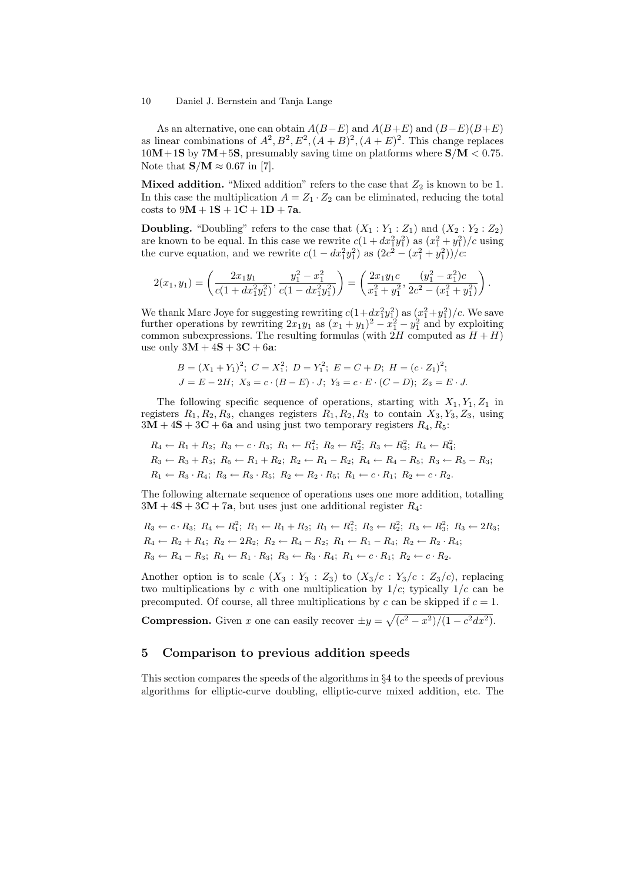As an alternative, one can obtain $A(B-E)$ and $A(B+E)$ and $(B-E)(B+E)$ as linear combinations of $A^2, B^2, E^2, (A+B)^2, (A+E)^2$. This change replaces $10\mathbf{M}+1\mathbf{S}$ by $7\mathbf{M}+5\mathbf{S}$, presumably saving time on platforms where $\mathbf{S}/\mathbf{M} < 0.75$. Note that $\mathbf{S}/\mathbf{M} \approx 0.67$ in [7].

**Mixed addition.** "Mixed addition" refers to the case that $Z_2$ is known to be 1. In this case the multiplication $A = Z_1 \cdot Z_2$ can be eliminated, reducing the total costs to $9\mathbf{M} + 1\mathbf{S} + 1\mathbf{C} + 1\mathbf{D} + 7\mathbf{a}$.

**Doubling.** "Doubling" refers to the case that $(X_1 : Y_1 : Z_1)$ and $(X_2 : Y_2 : Z_2)$ are known to be equal. In this case we rewrite $c(1 + dx_1^2 y_1^2)$ as $(x_1^2 + y_1^2)/c$ using the curve equation, and we rewrite $c(1 - dx_1^2 y_1^2)$ as $(2c^2 - (x_1^2 + y_1^2))/c$:

$$2(x_1, y_1) = \left( \frac{2x_1 y_1}{c(1 + dx_1^2 y_1^2)}, \frac{y_1^2 - x_1^2}{c(1 - dx_1^2 y_1^2)} \right) = \left( \frac{2x_1 y_1 c}{x_1^2 + y_1^2}, \frac{(y_1^2 - x_1^2)c}{2c^2 - (x_1^2 + y_1^2)} \right).$$

We thank Marc Joye for suggesting rewriting $c(1+dx_1^2y_1^2)$ as $(x_1^2+y_1^2)/c$. We save further operations by rewriting $2x_1y_1$ as $(x_1 + y_1)^2 - x_1^2 - y_1^2$ and by exploiting common subexpressions. The resulting formulas (with $2H$ computed as $H + H$) use only $3\mathbf{M} + 4\mathbf{S} + 3\mathbf{C} + 6\mathbf{a}$:

$$B = (X_1 + Y_1)^2;\ C = X_1^2;\ D = Y_1^2;\ E = C + D;\ H = (c \cdot Z_1)^2;$$
$$J = E - 2H;\ X_3 = c \cdot (B - E) \cdot J;\ Y_3 = c \cdot E \cdot (C - D);\ Z_3 = E \cdot J.$$

The following specific sequence of operations, starting with $X_1, Y_1, Z_1$ in registers $R_1, R_2, R_3$, changes registers $R_1, R_2, R_3$ to contain $X_3, Y_3, Z_3$, using $3\mathbf{M} + 4\mathbf{S} + 3\mathbf{C} + 6\mathbf{a}$ and using just two temporary registers $R_4, R_5$:

$$R_4 \leftarrow R_1 + R_2;\ R_3 \leftarrow c \cdot R_3;\ R_1 \leftarrow R_1^2;\ R_2 \leftarrow R_2^2;\ R_3 \leftarrow R_3^2;\ R_4 \leftarrow R_4^2;$$
$$R_3 \leftarrow R_3 + R_3;\ R_5 \leftarrow R_1 + R_2;\ R_2 \leftarrow R_1 - R_2;\ R_4 \leftarrow R_4 - R_5;\ R_3 \leftarrow R_5 - R_3;$$
$$R_1 \leftarrow R_3 \cdot R_4;\ R_3 \leftarrow R_3 \cdot R_5;\ R_2 \leftarrow R_2 \cdot R_5;\ R_1 \leftarrow c \cdot R_1;\ R_2 \leftarrow c \cdot R_2.$$

The following alternate sequence of operations uses one more addition, totalling $3\mathbf{M} + 4\mathbf{S} + 3\mathbf{C} + 7\mathbf{a}$, but uses just one additional register $R_4$:

$$R_3 \leftarrow c \cdot R_3;\ R_4 \leftarrow R_1^2;\ R_1 \leftarrow R_1 + R_2;\ R_1 \leftarrow R_1^2;\ R_2 \leftarrow R_2^2;\ R_3 \leftarrow R_3^2;\ R_3 \leftarrow 2R_3;$$
$$R_4 \leftarrow R_2 + R_4;\ R_2 \leftarrow 2R_2;\ R_2 \leftarrow R_4 - R_2;\ R_1 \leftarrow R_1 - R_4;\ R_2 \leftarrow R_2 \cdot R_4;$$
$$R_3 \leftarrow R_4 - R_3;\ R_1 \leftarrow R_1 \cdot R_3;\ R_3 \leftarrow R_3 \cdot R_4;\ R_1 \leftarrow c \cdot R_1;\ R_2 \leftarrow c \cdot R_2.$$

Another option is to scale $(X_3 : Y_3 : Z_3)$ to $(X_3/c : Y_3/c : Z_3/c)$, replacing two multiplications by $c$ with one multiplication by $1/c$; typically $1/c$ can be precomputed. Of course, all three multiplications by $c$ can be skipped if $c = 1$.

**Compression.** Given $x$ one can easily recover $\pm y = \sqrt{(c^2 - x^2)/(1 - c^2 dx^2)}$.

## 5 Comparison to previous addition speeds

This section compares the speeds of the algorithms in §4 to the speeds of previous algorithms for elliptic-curve doubling, elliptic-curve mixed addition, etc. The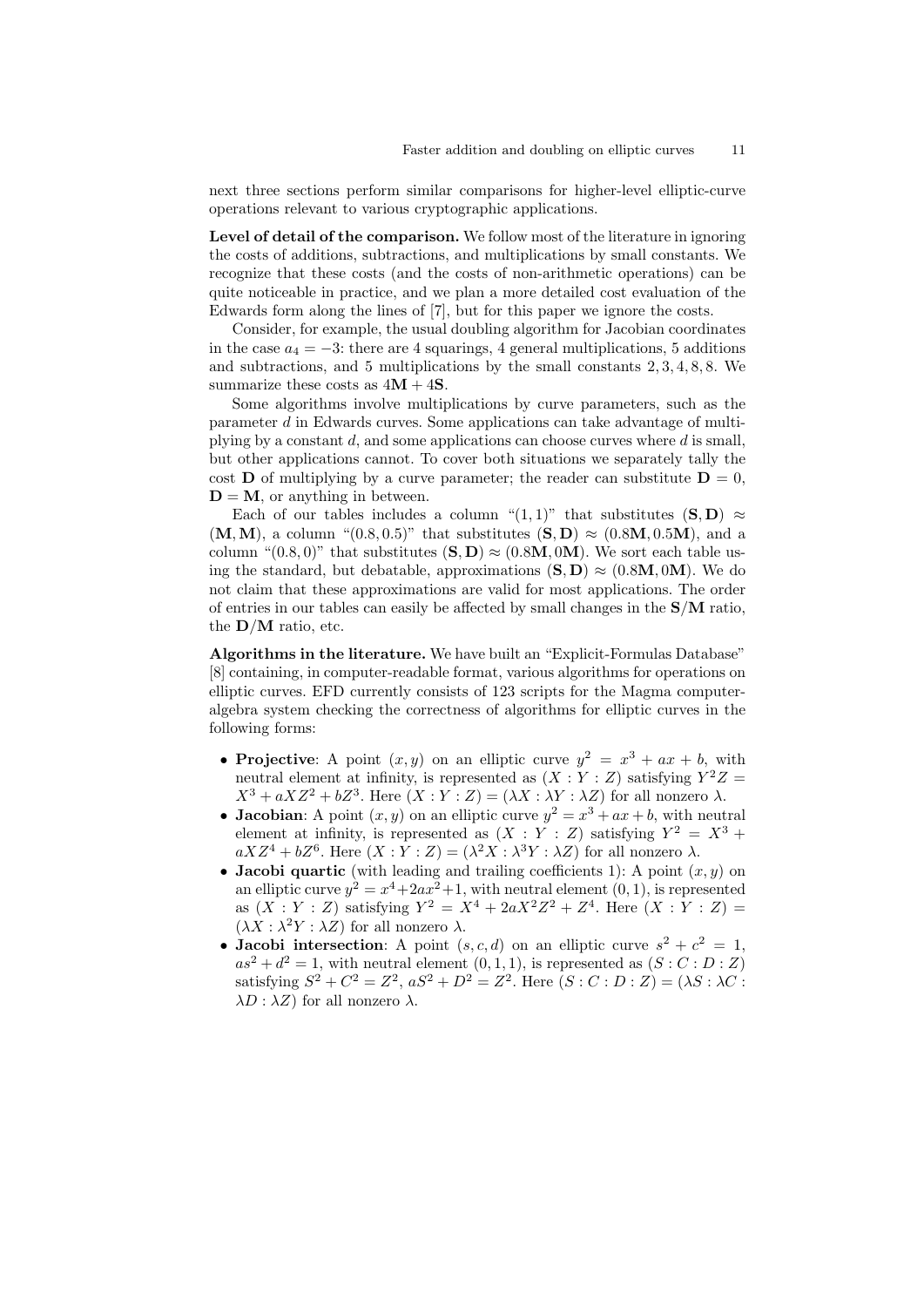next three sections perform similar comparisons for higher-level elliptic-curve operations relevant to various cryptographic applications.

**Level of detail of the comparison.** We follow most of the literature in ignoring the costs of additions, subtractions, and multiplications by small constants. We recognize that these costs (and the costs of non-arithmetic operations) can be quite noticeable in practice, and we plan a more detailed cost evaluation of the Edwards form along the lines of [7], but for this paper we ignore the costs.

Consider, for example, the usual doubling algorithm for Jacobian coordinates in the case $a_4 = -3$: there are 4 squarings, 4 general multiplications, 5 additions and subtractions, and 5 multiplications by the small constants $2, 3, 4, 8, 8$. We summarize these costs as $4\mathbf{M} + 4\mathbf{S}$.

Some algorithms involve multiplications by curve parameters, such as the parameter $d$ in Edwards curves. Some applications can take advantage of multiplying by a constant $d$, and some applications can choose curves where $d$ is small, but other applications cannot. To cover both situations we separately tally the cost $\mathbf{D}$ of multiplying by a curve parameter; the reader can substitute $\mathbf{D} = 0$, $\mathbf{D} = \mathbf{M}$, or anything in between.

Each of our tables includes a column "(1, 1)" that substitutes $(\mathbf{S}, \mathbf{D}) \approx (\mathbf{M}, \mathbf{M})$, a column "(0.8, 0.5)" that substitutes $(\mathbf{S}, \mathbf{D}) \approx (0.8\mathbf{M}, 0.5\mathbf{M})$, and a column "(0.8, 0)" that substitutes $(\mathbf{S}, \mathbf{D}) \approx (0.8\mathbf{M}, 0\mathbf{M})$. We sort each table using the standard, but debatable, approximations $(\mathbf{S}, \mathbf{D}) \approx (0.8\mathbf{M}, 0\mathbf{M})$. We do not claim that these approximations are valid for most applications. The order of entries in our tables can easily be affected by small changes in the $\mathbf{S}/\mathbf{M}$ ratio, the $\mathbf{D}/\mathbf{M}$ ratio, etc.

**Algorithms in the literature.** We have built an "Explicit-Formulas Database" [8] containing, in computer-readable format, various algorithms for operations on elliptic curves. EFD currently consists of 123 scripts for the Magma computer-algebra system checking the correctness of algorithms for elliptic curves in the following forms:

- **Projective**: A point $(x, y)$ on an elliptic curve $y^2 = x^3 + ax + b$, with neutral element at infinity, is represented as $(X : Y : Z)$ satisfying $Y^2Z = X^3 + aXZ^2 + bZ^3$. Here $(X : Y : Z) = (\lambda X : \lambda Y : \lambda Z)$ for all nonzero $\lambda$.
- **Jacobian**: A point $(x, y)$ on an elliptic curve $y^2 = x^3 + ax + b$, with neutral element at infinity, is represented as $(X : Y : Z)$ satisfying $Y^2 = X^3 + aXZ^4 + bZ^6$. Here $(X : Y : Z) = (\lambda^2 X : \lambda^3 Y : \lambda Z)$ for all nonzero $\lambda$.
- **Jacobi quartic** (with leading and trailing coefficients 1): A point $(x, y)$ on an elliptic curve $y^2 = x^4 + 2ax^2 + 1$, with neutral element $(0, 1)$, is represented as $(X : Y : Z)$ satisfying $Y^2 = X^4 + 2aX^2Z^2 + Z^4$. Here $(X : Y : Z) = (\lambda X : \lambda^2 Y : \lambda Z)$ for all nonzero $\lambda$.
- **Jacobi intersection**: A point $(s, c, d)$ on an elliptic curve $s^2 + c^2 = 1$, $as^2 + d^2 = 1$, with neutral element $(0, 1, 1)$, is represented as $(S : C : D : Z)$ satisfying $S^2 + C^2 = Z^2$, $aS^2 + D^2 = Z^2$. Here $(S : C : D : Z) = (\lambda S : \lambda C : \lambda D : \lambda Z)$ for all nonzero $\lambda$.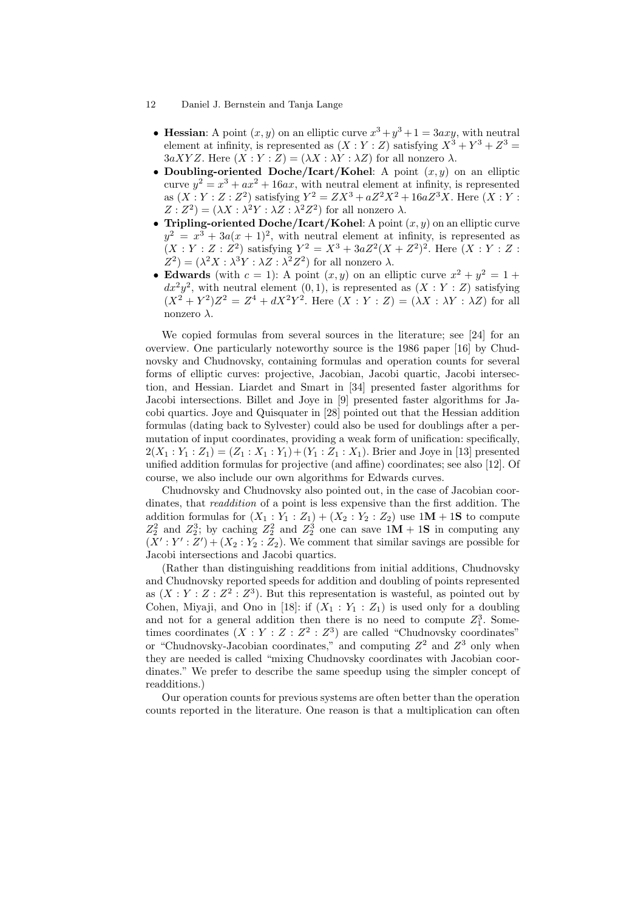- **Hessian**: A point $(x, y)$ on an elliptic curve $x^3 + y^3 + 1 = 3axy$, with neutral element at infinity, is represented as $(X : Y : Z)$ satisfying $X^3 + Y^3 + Z^3 = 3aXYZ$. Here $(X : Y : Z) = (\lambda X : \lambda Y : \lambda Z)$ for all nonzero $\lambda$.
- **Doubling-oriented Doche/Icart/Kohel**: A point $(x, y)$ on an elliptic curve $y^2 = x^3 + ax^2 + 16ax$, with neutral element at infinity, is represented as $(X : Y : Z : Z^2)$ satisfying $Y^2 = ZX^3 + aZ^2X^2 + 16aZ^3X$. Here $(X : Y : Z : Z^2) = (\lambda X : \lambda^2 Y : \lambda Z : \lambda^2 Z^2)$ for all nonzero $\lambda$.
- **Tripling-oriented Doche/Icart/Kohel**: A point $(x, y)$ on an elliptic curve $y^2 = x^3 + 3a(x + 1)^2$, with neutral element at infinity, is represented as $(X : Y : Z : Z^2)$ satisfying $Y^2 = X^3 + 3aZ^2(X + Z^2)^2$. Here $(X : Y : Z : Z^2) = (\lambda^2 X : \lambda^3 Y : \lambda Z : \lambda^2 Z^2)$ for all nonzero $\lambda$.
- **Edwards** (with $c = 1$): A point $(x, y)$ on an elliptic curve $x^2 + y^2 = 1 + dx^2y^2$, with neutral element $(0, 1)$, is represented as $(X : Y : Z)$ satisfying $(X^2 + Y^2)Z^2 = Z^4 + dX^2Y^2$. Here $(X : Y : Z) = (\lambda X : \lambda Y : \lambda Z)$ for all nonzero $\lambda$.

We copied formulas from several sources in the literature; see [24] for an overview. One particularly noteworthy source is the 1986 paper [16] by Chudnovsky and Chudnovsky, containing formulas and operation counts for several forms of elliptic curves: projective, Jacobian, Jacobi quartic, Jacobi intersection, and Hessian. Liardet and Smart in [34] presented faster algorithms for Jacobi intersections. Billet and Joye in [9] presented faster algorithms for Jacobi quartics. Joye and Quisquater in [28] pointed out that the Hessian addition formulas (dating back to Sylvester) could also be used for doublings after a permutation of input coordinates, providing a weak form of unification: specifically, $2(X_1 : Y_1 : Z_1) = (Z_1 : X_1 : Y_1) + (Y_1 : Z_1 : X_1)$. Brier and Joye in [13] presented unified addition formulas for projective (and affine) coordinates; see also [12]. Of course, we also include our own algorithms for Edwards curves.

Chudnovsky and Chudnovsky also pointed out, in the case of Jacobian coordinates, that *readdition* of a point is less expensive than the first addition. The addition formulas for $(X_1 : Y_1 : Z_1) + (X_2 : Y_2 : Z_2)$ use $1\mathbf{M} + 1\mathbf{S}$ to compute $Z_2^2$ and $Z_2^3$; by caching $Z_2^2$ and $Z_2^3$ one can save $1\mathbf{M} + 1\mathbf{S}$ in computing any $(X' : Y' : Z') + (X_2 : Y_2 : Z_2)$. We comment that similar savings are possible for Jacobi intersections and Jacobi quartics.

(Rather than distinguishing readditions from initial additions, Chudnovsky and Chudnovsky reported speeds for addition and doubling of points represented as $(X : Y : Z : Z^2 : Z^3)$. But this representation is wasteful, as pointed out by Cohen, Miyaji, and Ono in [18]: if $(X_1 : Y_1 : Z_1)$ is used only for a doubling and not for a general addition then there is no need to compute $Z_1^3$. Sometimes coordinates $(X : Y : Z : Z^2 : Z^3)$ are called "Chudnovsky coordinates" or "Chudnovsky-Jacobian coordinates," and computing $Z^2$ and $Z^3$ only when they are needed is called "mixing Chudnovsky coordinates with Jacobian coordinates." We prefer to describe the same speedup using the simpler concept of readditions.)

Our operation counts for previous systems are often better than the operation counts reported in the literature. One reason is that a multiplication can often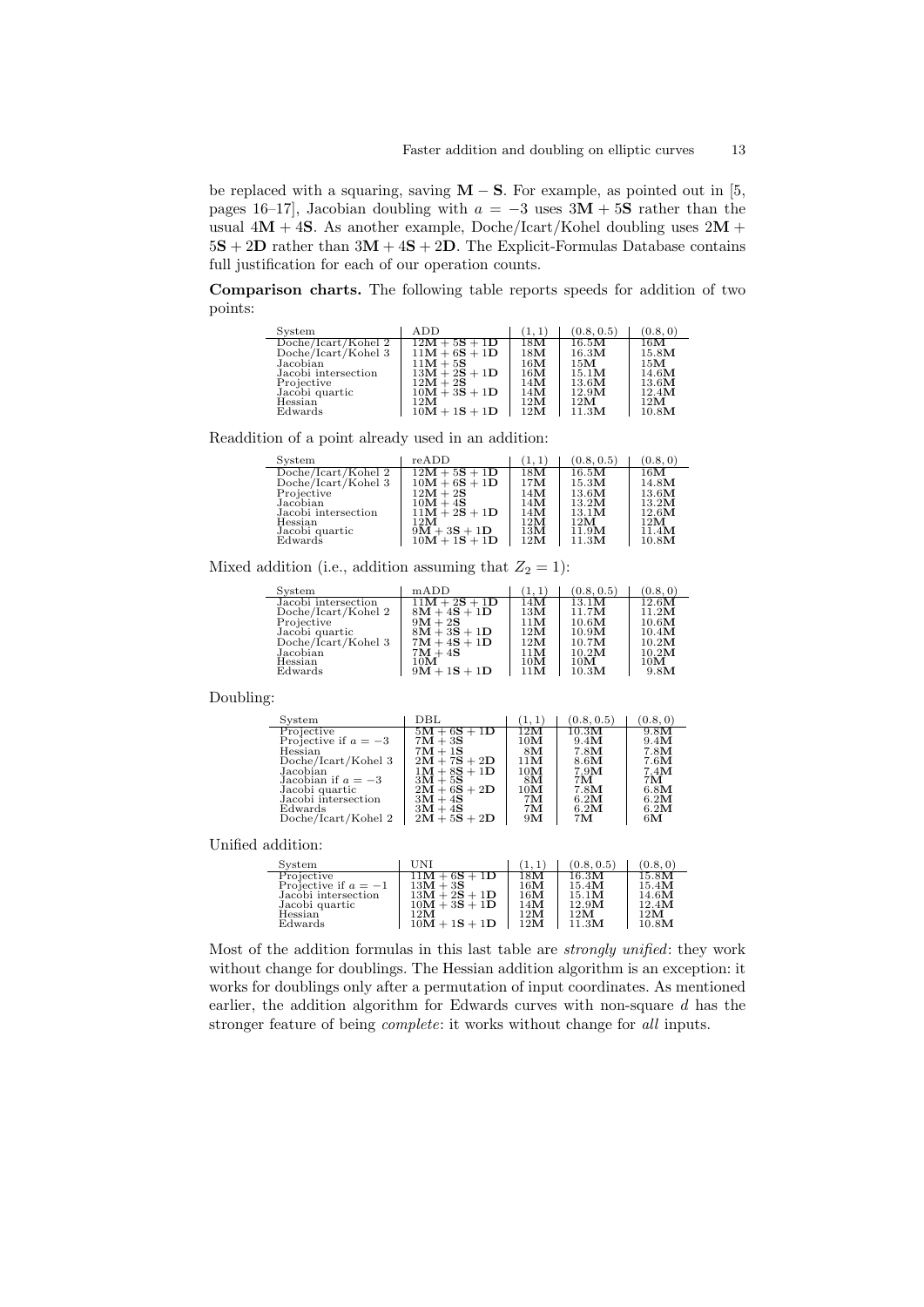be replaced with a squaring, saving $\mathbf{M} - \mathbf{S}$. For example, as pointed out in [5, pages 16–17], Jacobian doubling with $a = -3$ uses $3\mathbf{M} + 5\mathbf{S}$ rather than the usual $4\mathbf{M} + 4\mathbf{S}$. As another example, Doche/Icart/Kohel doubling uses $2\mathbf{M} + 5\mathbf{S} + 2\mathbf{D}$ rather than $3\mathbf{M} + 4\mathbf{S} + 2\mathbf{D}$. The Explicit-Formulas Database contains full justification for each of our operation counts.

**Comparison charts.** The following table reports speeds for addition of two points:

| System | ADD | $(1,1)$ | $(0.8, 0.5)$ | $(0.8, 0)$ |
|---|---|---|---|---|
| Doche/Icart/Kohel 2 | $12\mathbf{M} + 5\mathbf{S} + 1\mathbf{D}$ | $18\mathbf{M}$ | $16.5\mathbf{M}$ | $16\mathbf{M}$ |
| Doche/Icart/Kohel 3 | $11\mathbf{M} + 6\mathbf{S} + 1\mathbf{D}$ | $18\mathbf{M}$ | $16.3\mathbf{M}$ | $15.8\mathbf{M}$ |
| Jacobian | $11\mathbf{M} + 5\mathbf{S}$ | $16\mathbf{M}$ | $15\mathbf{M}$ | $15\mathbf{M}$ |
| Jacobi intersection | $13\mathbf{M} + 2\mathbf{S} + 1\mathbf{D}$ | $16\mathbf{M}$ | $15.1\mathbf{M}$ | $14.6\mathbf{M}$ |
| Projective | $12\mathbf{M} + 2\mathbf{S}$ | $14\mathbf{M}$ | $13.6\mathbf{M}$ | $13.6\mathbf{M}$ |
| Jacobi quartic | $10\mathbf{M} + 3\mathbf{S} + 1\mathbf{D}$ | $14\mathbf{M}$ | $12.9\mathbf{M}$ | $12.4\mathbf{M}$ |
| Hessian | $12\mathbf{M}$ | $12\mathbf{M}$ | $12\mathbf{M}$ | $12\mathbf{M}$ |
| Edwards | $10\mathbf{M} + 1\mathbf{S} + 1\mathbf{D}$ | $12\mathbf{M}$ | $11.3\mathbf{M}$ | $10.8\mathbf{M}$ |

Readdition of a point already used in an addition:

| System | reADD | $(1,1)$ | $(0.8, 0.5)$ | $(0.8, 0)$ |
|---|---|---|---|---|
| Doche/Icart/Kohel 2 | $12\mathbf{M} + 5\mathbf{S} + 1\mathbf{D}$ | $18\mathbf{M}$ | $16.5\mathbf{M}$ | $16\mathbf{M}$ |
| Doche/Icart/Kohel 3 | $10\mathbf{M} + 6\mathbf{S} + 1\mathbf{D}$ | $17\mathbf{M}$ | $15.3\mathbf{M}$ | $14.8\mathbf{M}$ |
| Projective | $12\mathbf{M} + 2\mathbf{S}$ | $14\mathbf{M}$ | $13.6\mathbf{M}$ | $13.6\mathbf{M}$ |
| Jacobian | $10\mathbf{M} + 4\mathbf{S}$ | $14\mathbf{M}$ | $13.2\mathbf{M}$ | $13.2\mathbf{M}$ |
| Jacobi intersection | $11\mathbf{M} + 2\mathbf{S} + 1\mathbf{D}$ | $14\mathbf{M}$ | $13.1\mathbf{M}$ | $12.6\mathbf{M}$ |
| Hessian | $12\mathbf{M}$ | $12\mathbf{M}$ | $12\mathbf{M}$ | $12\mathbf{M}$ |
| Jacobi quartic | $9\mathbf{M} + 3\mathbf{S} + 1\mathbf{D}$ | $13\mathbf{M}$ | $11.9\mathbf{M}$ | $11.4\mathbf{M}$ |
| Edwards | $10\mathbf{M} + 1\mathbf{S} + 1\mathbf{D}$ | $12\mathbf{M}$ | $11.3\mathbf{M}$ | $10.8\mathbf{M}$ |

Mixed addition (i.e., addition assuming that $Z_2 = 1$):

| System | mADD | $(1,1)$ | $(0.8, 0.5)$ | $(0.8, 0)$ |
|---|---|---|---|---|
| Jacobi intersection | $11\mathbf{M} + 2\mathbf{S} + 1\mathbf{D}$ | $14\mathbf{M}$ | $13.1\mathbf{M}$ | $12.6\mathbf{M}$ |
| Doche/Icart/Kohel 2 | $8\mathbf{M} + 4\mathbf{S} + 1\mathbf{D}$ | $13\mathbf{M}$ | $11.7\mathbf{M}$ | $11.2\mathbf{M}$ |
| Projective | $9\mathbf{M} + 2\mathbf{S}$ | $11\mathbf{M}$ | $10.6\mathbf{M}$ | $10.6\mathbf{M}$ |
| Jacobi quartic | $8\mathbf{M} + 3\mathbf{S} + 1\mathbf{D}$ | $12\mathbf{M}$ | $10.9\mathbf{M}$ | $10.4\mathbf{M}$ |
| Doche/Icart/Kohel 3 | $7\mathbf{M} + 4\mathbf{S} + 1\mathbf{D}$ | $12\mathbf{M}$ | $10.7\mathbf{M}$ | $10.2\mathbf{M}$ |
| Jacobian | $7\mathbf{M} + 4\mathbf{S}$ | $11\mathbf{M}$ | $10.2\mathbf{M}$ | $10.2\mathbf{M}$ |
| Hessian | $10\mathbf{M}$ | $10\mathbf{M}$ | $10\mathbf{M}$ | $10\mathbf{M}$ |
| Edwards | $9\mathbf{M} + 1\mathbf{S} + 1\mathbf{D}$ | $11\mathbf{M}$ | $10.3\mathbf{M}$ | $9.8\mathbf{M}$ |

Doubling:

| System | DBL | $(1,1)$ | $(0.8, 0.5)$ | $(0.8, 0)$ |
|---|---|---|---|---|
| Projective | $5\mathbf{M} + 6\mathbf{S} + 1\mathbf{D}$ | $12\mathbf{M}$ | $10.3\mathbf{M}$ | $9.8\mathbf{M}$ |
| Projective if $a = -3$ | $7\mathbf{M} + 3\mathbf{S}$ | $10\mathbf{M}$ | $9.4\mathbf{M}$ | $9.4\mathbf{M}$ |
| Hessian | $7\mathbf{M} + 1\mathbf{S}$ | $8\mathbf{M}$ | $7.8\mathbf{M}$ | $7.8\mathbf{M}$ |
| Doche/Icart/Kohel 3 | $2\mathbf{M} + 7\mathbf{S} + 2\mathbf{D}$ | $11\mathbf{M}$ | $8.6\mathbf{M}$ | $7.6\mathbf{M}$ |
| Jacobian | $1\mathbf{M} + 8\mathbf{S} + 1\mathbf{D}$ | $10\mathbf{M}$ | $7.9\mathbf{M}$ | $7.4\mathbf{M}$ |
| Jacobian if $a = -3$ | $3\mathbf{M} + 5\mathbf{S}$ | $8\mathbf{M}$ | $7\mathbf{M}$ | $7\mathbf{M}$ |
| Jacobi quartic | $2\mathbf{M} + 6\mathbf{S} + 2\mathbf{D}$ | $10\mathbf{M}$ | $7.8\mathbf{M}$ | $6.8\mathbf{M}$ |
| Jacobi intersection | $3\mathbf{M} + 4\mathbf{S}$ | $7\mathbf{M}$ | $6.2\mathbf{M}$ | $6.2\mathbf{M}$ |
| Edwards | $3\mathbf{M} + 4\mathbf{S}$ | $7\mathbf{M}$ | $6.2\mathbf{M}$ | $6.2\mathbf{M}$ |
| Doche/Icart/Kohel 2 | $2\mathbf{M} + 5\mathbf{S} + 2\mathbf{D}$ | $9\mathbf{M}$ | $7\mathbf{M}$ | $6\mathbf{M}$ |

Unified addition:

| System | UNI | $(1,1)$ | $(0.8, 0.5)$ | $(0.8, 0)$ |
|---|---|---|---|---|
| Projective | $11\mathbf{M} + 6\mathbf{S} + 1\mathbf{D}$ | $18\mathbf{M}$ | $16.3\mathbf{M}$ | $15.8\mathbf{M}$ |
| Projective if $a = -1$ | $13\mathbf{M} + 3\mathbf{S}$ | $16\mathbf{M}$ | $15.4\mathbf{M}$ | $15.4\mathbf{M}$ |
| Jacobi intersection | $13\mathbf{M} + 2\mathbf{S} + 1\mathbf{D}$ | $16\mathbf{M}$ | $15.1\mathbf{M}$ | $14.6\mathbf{M}$ |
| Jacobi quartic | $10\mathbf{M} + 3\mathbf{S} + 1\mathbf{D}$ | $14\mathbf{M}$ | $12.9\mathbf{M}$ | $12.4\mathbf{M}$ |
| Hessian | $12\mathbf{M}$ | $12\mathbf{M}$ | $12\mathbf{M}$ | $12\mathbf{M}$ |
| Edwards | $10\mathbf{M} + 1\mathbf{S} + 1\mathbf{D}$ | $12\mathbf{M}$ | $11.3\mathbf{M}$ | $10.8\mathbf{M}$ |

Most of the addition formulas in this last table are *strongly unified*: they work without change for doublings. The Hessian addition algorithm is an exception: it works for doublings only after a permutation of input coordinates. As mentioned earlier, the addition algorithm for Edwards curves with non-square $d$ has the stronger feature of being *complete*: it works without change for *all* inputs.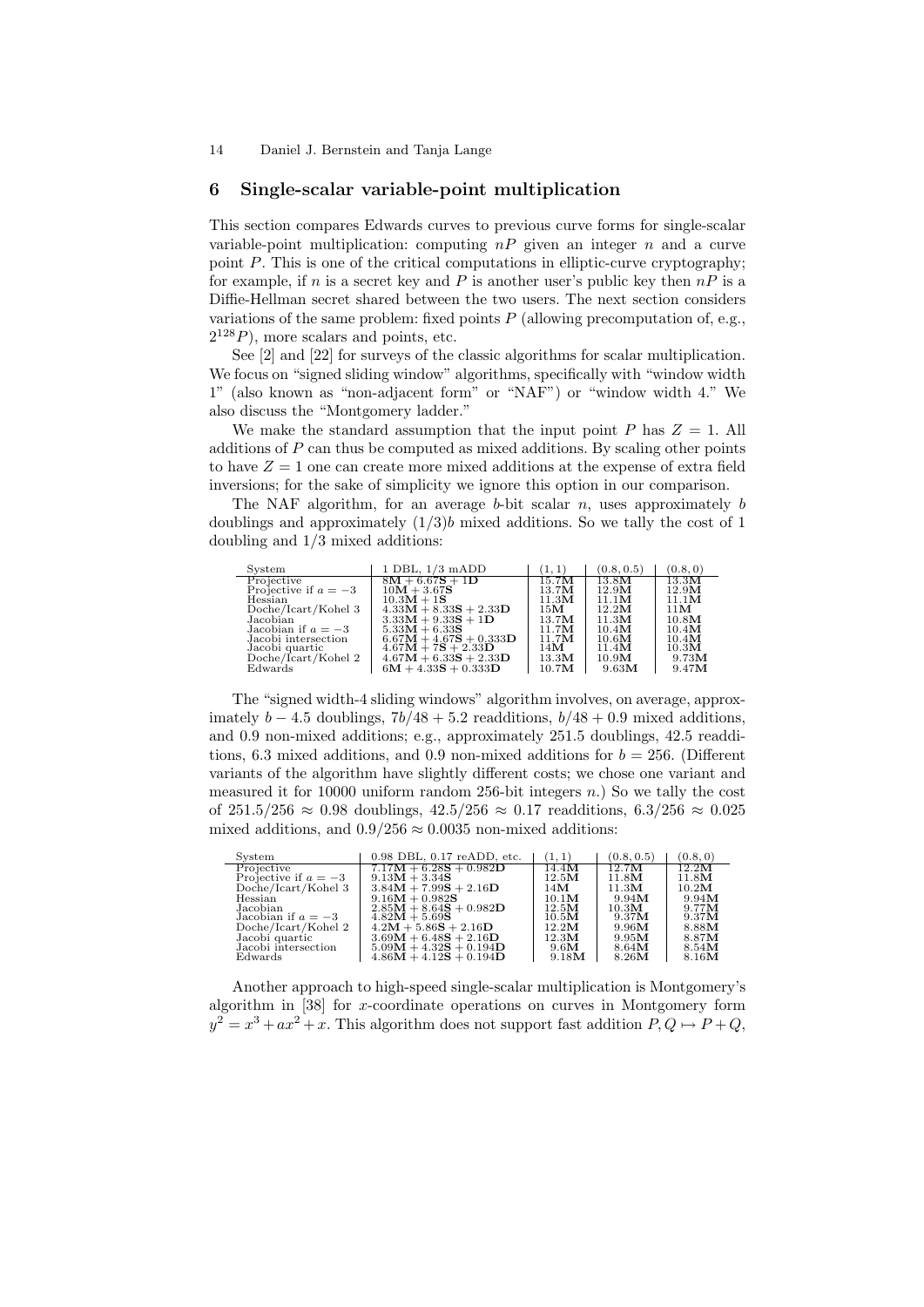## 6 Single-scalar variable-point multiplication

This section compares Edwards curves to previous curve forms for single-scalar variable-point multiplication: computing $nP$ given an integer $n$ and a curve point $P$. This is one of the critical computations in elliptic-curve cryptography; for example, if $n$ is a secret key and $P$ is another user's public key then $nP$ is a Diffie-Hellman secret shared between the two users. The next section considers variations of the same problem: fixed points $P$ (allowing precomputation of, e.g., $2^{128}P$), more scalars and points, etc.

See [2] and [22] for surveys of the classic algorithms for scalar multiplication. We focus on "signed sliding window" algorithms, specifically with "window width 1" (also known as "non-adjacent form" or "NAF") or "window width 4." We also discuss the "Montgomery ladder."

We make the standard assumption that the input point $P$ has $Z = 1$. All additions of $P$ can thus be computed as mixed additions. By scaling other points to have $Z = 1$ one can create more mixed additions at the expense of extra field inversions; for the sake of simplicity we ignore this option in our comparison.

The NAF algorithm, for an average $b$-bit scalar $n$, uses approximately $b$ doublings and approximately $(1/3)b$ mixed additions. So we tally the cost of 1 doubling and 1/3 mixed additions:

| System | 1 DBL, 1/3 mADD | $(1,1)$ | $(0.8,0.5)$ | $(0.8,0)$ |
|---|---|---|---|---|
| Projective | $8\mathbf{M}+6.67\mathbf{S}+1\mathbf{D}$ | $15.7\mathbf{M}$ | $13.8\mathbf{M}$ | $13.3\mathbf{M}$ |
| Projective if $a=-3$ | $10\mathbf{M}+3.67\mathbf{S}$ | $13.7\mathbf{M}$ | $12.9\mathbf{M}$ | $12.9\mathbf{M}$ |
| Hessian | $10.3\mathbf{M}+1\mathbf{S}$ | $11.3\mathbf{M}$ | $11.1\mathbf{M}$ | $11.1\mathbf{M}$ |
| Doche/Icart/Kohel 3 | $4.33\mathbf{M}+8.33\mathbf{S}+2.33\mathbf{D}$ | $15\mathbf{M}$ | $12.2\mathbf{M}$ | $11\mathbf{M}$ |
| Jacobian | $3.33\mathbf{M}+9.33\mathbf{S}+1\mathbf{D}$ | $13.7\mathbf{M}$ | $11.3\mathbf{M}$ | $10.8\mathbf{M}$ |
| Jacobian if $a=-3$ | $5.33\mathbf{M}+6.33\mathbf{S}$ | $11.7\mathbf{M}$ | $10.4\mathbf{M}$ | $10.4\mathbf{M}$ |
| Jacobi intersection | $6.67\mathbf{M}+4.67\mathbf{S}+0.333\mathbf{D}$ | $11.7\mathbf{M}$ | $10.6\mathbf{M}$ | $10.4\mathbf{M}$ |
| Jacobi quartic | $4.67\mathbf{M}+7\mathbf{S}+2.33\mathbf{D}$ | $14\mathbf{M}$ | $11.4\mathbf{M}$ | $10.3\mathbf{M}$ |
| Doche/Icart/Kohel 2 | $4.67\mathbf{M}+6.33\mathbf{S}+2.33\mathbf{D}$ | $13.3\mathbf{M}$ | $10.9\mathbf{M}$ | $9.73\mathbf{M}$ |
| Edwards | $6\mathbf{M}+4.33\mathbf{S}+0.333\mathbf{D}$ | $10.7\mathbf{M}$ | $9.63\mathbf{M}$ | $9.47\mathbf{M}$ |

The "signed width-4 sliding windows" algorithm involves, on average, approximately $b-4.5$ doublings, $7b/48+5.2$ readditions, $b/48+0.9$ mixed additions, and 0.9 non-mixed additions; e.g., approximately 251.5 doublings, 42.5 readditions, 6.3 mixed additions, and 0.9 non-mixed additions for $b = 256$. (Different variants of the algorithm have slightly different costs; we chose one variant and measured it for 10000 uniform random 256-bit integers $n$.) So we tally the cost of $251.5/256 \approx 0.98$ doublings, $42.5/256 \approx 0.17$ readditions, $6.3/256 \approx 0.025$ mixed additions, and $0.9/256 \approx 0.0035$ non-mixed additions:

| System | 0.98 DBL, 0.17 reADD, etc. | $(1,1)$ | $(0.8,0.5)$ | $(0.8,0)$ |
|---|---|---|---|---|
| Projective | $7.17\mathbf{M}+6.28\mathbf{S}+0.982\mathbf{D}$ | $14.4\mathbf{M}$ | $12.7\mathbf{M}$ | $12.2\mathbf{M}$ |
| Projective if $a=-3$ | $9.13\mathbf{M}+3.34\mathbf{S}$ | $12.5\mathbf{M}$ | $11.8\mathbf{M}$ | $11.8\mathbf{M}$ |
| Doche/Icart/Kohel 3 | $3.84\mathbf{M}+7.99\mathbf{S}+2.16\mathbf{D}$ | $14\mathbf{M}$ | $11.3\mathbf{M}$ | $10.2\mathbf{M}$ |
| Hessian | $9.16\mathbf{M}+0.982\mathbf{S}$ | $10.1\mathbf{M}$ | $9.94\mathbf{M}$ | $9.94\mathbf{M}$ |
| Jacobian | $2.85\mathbf{M}+8.64\mathbf{S}+0.982\mathbf{D}$ | $12.5\mathbf{M}$ | $10.3\mathbf{M}$ | $9.77\mathbf{M}$ |
| Jacobian if $a=-3$ | $4.82\mathbf{M}+5.69\mathbf{S}$ | $10.5\mathbf{M}$ | $9.37\mathbf{M}$ | $9.37\mathbf{M}$ |
| Doche/Icart/Kohel 2 | $4.2\mathbf{M}+5.86\mathbf{S}+2.16\mathbf{D}$ | $12.2\mathbf{M}$ | $9.96\mathbf{M}$ | $8.88\mathbf{M}$ |
| Jacobi quartic | $3.69\mathbf{M}+6.48\mathbf{S}+2.16\mathbf{D}$ | $12.3\mathbf{M}$ | $9.95\mathbf{M}$ | $8.87\mathbf{M}$ |
| Jacobi intersection | $5.09\mathbf{M}+4.32\mathbf{S}+0.194\mathbf{D}$ | $9.6\mathbf{M}$ | $8.64\mathbf{M}$ | $8.54\mathbf{M}$ |
| Edwards | $4.86\mathbf{M}+4.12\mathbf{S}+0.194\mathbf{D}$ | $9.18\mathbf{M}$ | $8.26\mathbf{M}$ | $8.16\mathbf{M}$ |

Another approach to high-speed single-scalar multiplication is Montgomery's algorithm in [38] for $x$-coordinate operations on curves in Montgomery form $y^2 = x^3 + ax^2 + x$. This algorithm does not support fast addition $P, Q \mapsto P + Q$,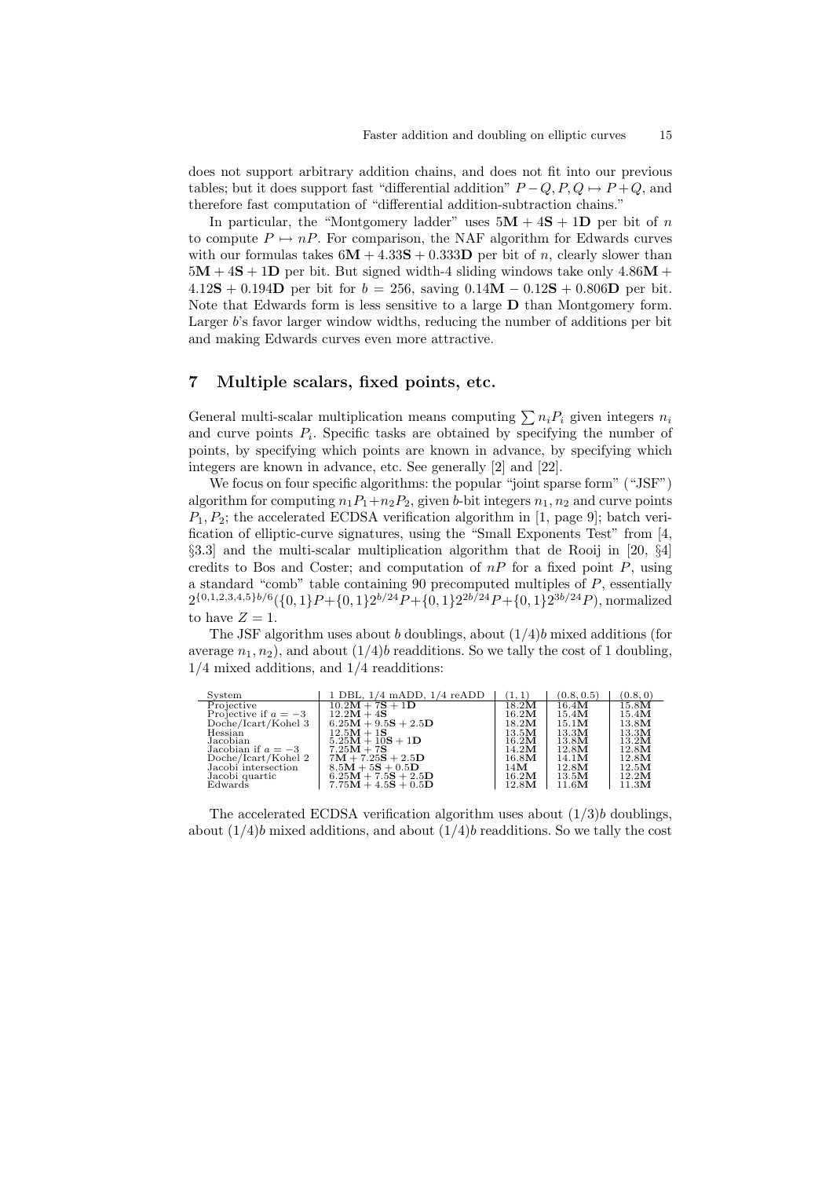does not support arbitrary addition chains, and does not fit into our previous tables; but it does support fast "differential addition" $P - Q, P, Q \mapsto P + Q$, and therefore fast computation of "differential addition-subtraction chains."

In particular, the "Montgomery ladder" uses $5\mathbf{M} + 4\mathbf{S} + 1\mathbf{D}$ per bit of $n$ to compute $P \mapsto nP$. For comparison, the NAF algorithm for Edwards curves with our formulas takes $6\mathbf{M} + 4.33\mathbf{S} + 0.333\mathbf{D}$ per bit of $n$, clearly slower than $5\mathbf{M} + 4\mathbf{S} + 1\mathbf{D}$ per bit. But signed width-4 sliding windows take only $4.86\mathbf{M} + 4.12\mathbf{S} + 0.194\mathbf{D}$ per bit for $b = 256$, saving $0.14\mathbf{M} - 0.12\mathbf{S} + 0.806\mathbf{D}$ per bit. Note that Edwards form is less sensitive to a large $\mathbf{D}$ than Montgomery form. Larger $b$'s favor larger window widths, reducing the number of additions per bit and making Edwards curves even more attractive.

## 7 Multiple scalars, fixed points, etc.

General multi-scalar multiplication means computing $\sum n_i P_i$ given integers $n_i$ and curve points $P_i$. Specific tasks are obtained by specifying the number of points, by specifying which points are known in advance, by specifying which integers are known in advance, etc. See generally [2] and [22].

We focus on four specific algorithms: the popular "joint sparse form" ("JSF") algorithm for computing $n_1P_1 + n_2P_2$, given $b$-bit integers $n_1, n_2$ and curve points $P_1, P_2$; the accelerated ECDSA verification algorithm in [1, page 9]; batch verification of elliptic-curve signatures, using the "Small Exponents Test" from [4, §3.3] and the multi-scalar multiplication algorithm that de Rooij in [20, §4] credits to Bos and Coster; and computation of $nP$ for a fixed point $P$, using a standard "comb" table containing 90 precomputed multiples of $P$, essentially $2^{\{0,1,2,3,4,5\}b/6}(\{0,1\}P + \{0,1\}2^{b/24}P + \{0,1\}2^{2b/24}P + \{0,1\}2^{3b/24}P)$, normalized to have $Z = 1$.

The JSF algorithm uses about $b$ doublings, about $(1/4)b$ mixed additions (for average $n_1, n_2$), and about $(1/4)b$ readditions. So we tally the cost of 1 doubling, 1/4 mixed additions, and 1/4 readditions:

| System | 1 DBL, 1/4 mADD, 1/4 reADD | $(1, 1)$ | $(0.8, 0.5)$ | $(0.8, 0)$ |
|---|---|---|---|---|
| Projective | $10.2\mathbf{M} + 7\mathbf{S} + 1\mathbf{D}$ | $18.2\mathbf{M}$ | $16.4\mathbf{M}$ | $15.8\mathbf{M}$ |
| Projective if $a = -3$ | $12.2\mathbf{M} + 4\mathbf{S}$ | $16.2\mathbf{M}$ | $15.4\mathbf{M}$ | $15.4\mathbf{M}$ |
| Doche/Icart/Kohel 3 | $6.25\mathbf{M} + 9.5\mathbf{S} + 2.5\mathbf{D}$ | $18.2\mathbf{M}$ | $15.1\mathbf{M}$ | $13.8\mathbf{M}$ |
| Hessian | $12.5\mathbf{M} + 1\mathbf{S}$ | $13.5\mathbf{M}$ | $13.3\mathbf{M}$ | $13.3\mathbf{M}$ |
| Jacobian | $5.25\mathbf{M} + 10\mathbf{S} + 1\mathbf{D}$ | $16.2\mathbf{M}$ | $13.8\mathbf{M}$ | $13.2\mathbf{M}$ |
| Jacobian if $a = -3$ | $7.25\mathbf{M} + 7\mathbf{S}$ | $14.2\mathbf{M}$ | $12.8\mathbf{M}$ | $12.8\mathbf{M}$ |
| Doche/Icart/Kohel 2 | $7\mathbf{M} + 7.25\mathbf{S} + 2.5\mathbf{D}$ | $16.8\mathbf{M}$ | $14.1\mathbf{M}$ | $12.8\mathbf{M}$ |
| Jacobi intersection | $8.5\mathbf{M} + 5\mathbf{S} + 0.5\mathbf{D}$ | $14\mathbf{M}$ | $12.8\mathbf{M}$ | $12.5\mathbf{M}$ |
| Jacobi quartic | $6.25\mathbf{M} + 7.5\mathbf{S} + 2.5\mathbf{D}$ | $16.2\mathbf{M}$ | $13.5\mathbf{M}$ | $12.2\mathbf{M}$ |
| Edwards | $7.75\mathbf{M} + 4.5\mathbf{S} + 0.5\mathbf{D}$ | $12.8\mathbf{M}$ | $11.6\mathbf{M}$ | $11.3\mathbf{M}$ |

The accelerated ECDSA verification algorithm uses about $(1/3)b$ doublings, about $(1/4)b$ mixed additions, and about $(1/4)b$ readditions. So we tally the cost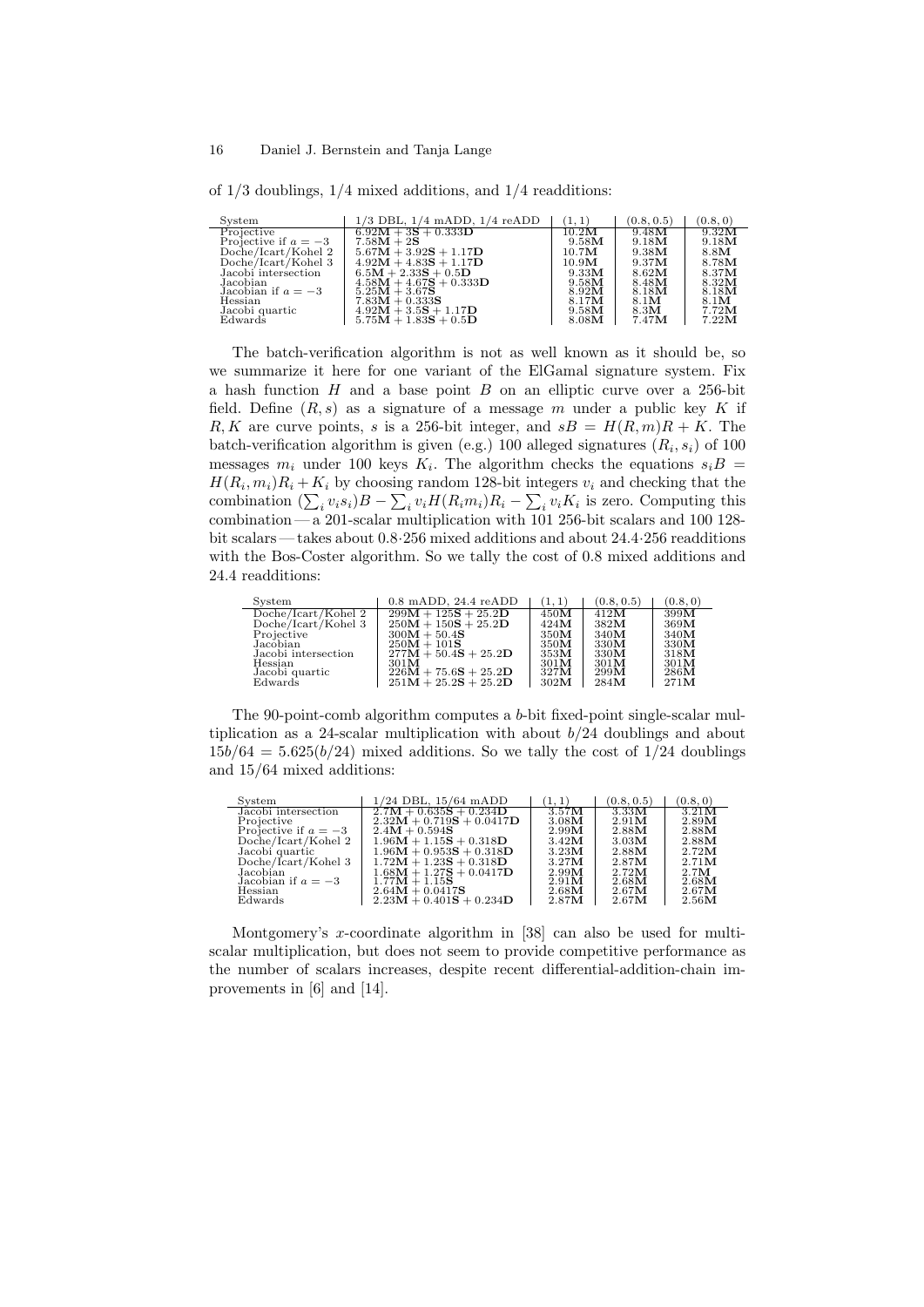of 1/3 doublings, 1/4 mixed additions, and 1/4 readditions:

| System | 1/3 DBL, 1/4 mADD, 1/4 reADD | $(1, 1)$ | $(0.8, 0.5)$ | $(0.8, 0)$ |
|---|---|---|---|---|
| Projective | $6.92\mathbf{M} + 3\mathbf{S} + 0.333\mathbf{D}$ | $10.2\mathbf{M}$ | $9.48\mathbf{M}$ | $9.32\mathbf{M}$ |
| Projective if $a = -3$ | $7.58\mathbf{M} + 2\mathbf{S}$ | $9.58\mathbf{M}$ | $9.18\mathbf{M}$ | $9.18\mathbf{M}$ |
| Doche/Icart/Kohel 2 | $5.67\mathbf{M} + 3.92\mathbf{S} + 1.17\mathbf{D}$ | $10.7\mathbf{M}$ | $9.38\mathbf{M}$ | $8.8\mathbf{M}$ |
| Doche/Icart/Kohel 3 | $4.92\mathbf{M} + 4.83\mathbf{S} + 1.17\mathbf{D}$ | $10.9\mathbf{M}$ | $9.37\mathbf{M}$ | $8.78\mathbf{M}$ |
| Jacobi intersection | $6.5\mathbf{M} + 2.33\mathbf{S} + 0.5\mathbf{D}$ | $9.33\mathbf{M}$ | $8.62\mathbf{M}$ | $8.37\mathbf{M}$ |
| Jacobian | $4.58\mathbf{M} + 4.67\mathbf{S} + 0.333\mathbf{D}$ | $9.58\mathbf{M}$ | $8.48\mathbf{M}$ | $8.32\mathbf{M}$ |
| Jacobian if $a = -3$ | $5.25\mathbf{M} + 3.67\mathbf{S}$ | $8.92\mathbf{M}$ | $8.18\mathbf{M}$ | $8.18\mathbf{M}$ |
| Hessian | $7.83\mathbf{M} + 0.333\mathbf{S}$ | $8.17\mathbf{M}$ | $8.1\mathbf{M}$ | $8.1\mathbf{M}$ |
| Jacobi quartic | $4.92\mathbf{M} + 3.5\mathbf{S} + 1.17\mathbf{D}$ | $9.58\mathbf{M}$ | $8.3\mathbf{M}$ | $7.72\mathbf{M}$ |
| Edwards | $5.75\mathbf{M} + 1.83\mathbf{S} + 0.5\mathbf{D}$ | $8.08\mathbf{M}$ | $7.47\mathbf{M}$ | $7.22\mathbf{M}$ |

The batch-verification algorithm is not as well known as it should be, so we summarize it here for one variant of the ElGamal signature system. Fix a hash function $H$ and a base point $B$ on an elliptic curve over a 256-bit field. Define $(R, s)$ as a signature of a message $m$ under a public key $K$ if $R, K$ are curve points, $s$ is a 256-bit integer, and $sB = H(R, m)R + K$. The batch-verification algorithm is given (e.g.) 100 alleged signatures $(R_i, s_i)$ of 100 messages $m_i$ under 100 keys $K_i$. The algorithm checks the equations $s_iB = H(R_i, m_i)R_i + K_i$ by choosing random 128-bit integers $v_i$ and checking that the combination $(\sum_i v_is_i)B - \sum_i v_iH(R_im_i)R_i - \sum_i v_iK_i$ is zero. Computing this combination — a 201-scalar multiplication with 101 256-bit scalars and 100 128-bit scalars — takes about $0.8{\cdot}256$ mixed additions and about $24.4{\cdot}256$ readditions with the Bos-Coster algorithm. So we tally the cost of 0.8 mixed additions and 24.4 readditions:

| System | 0.8 mADD, 24.4 reADD | $(1, 1)$ | $(0.8, 0.5)$ | $(0.8, 0)$ |
|---|---|---|---|---|
| Doche/Icart/Kohel 2 | $299\mathbf{M} + 125\mathbf{S} + 25.2\mathbf{D}$ | $450\mathbf{M}$ | $412\mathbf{M}$ | $399\mathbf{M}$ |
| Doche/Icart/Kohel 3 | $250\mathbf{M} + 150\mathbf{S} + 25.2\mathbf{D}$ | $424\mathbf{M}$ | $382\mathbf{M}$ | $369\mathbf{M}$ |
| Projective | $300\mathbf{M} + 50.4\mathbf{S}$ | $350\mathbf{M}$ | $340\mathbf{M}$ | $340\mathbf{M}$ |
| Jacobian | $250\mathbf{M} + 101\mathbf{S}$ | $350\mathbf{M}$ | $330\mathbf{M}$ | $330\mathbf{M}$ |
| Jacobi intersection | $277\mathbf{M} + 50.4\mathbf{S} + 25.2\mathbf{D}$ | $353\mathbf{M}$ | $330\mathbf{M}$ | $318\mathbf{M}$ |
| Hessian | $301\mathbf{M}$ | $301\mathbf{M}$ | $301\mathbf{M}$ | $301\mathbf{M}$ |
| Jacobi quartic | $226\mathbf{M} + 75.6\mathbf{S} + 25.2\mathbf{D}$ | $327\mathbf{M}$ | $299\mathbf{M}$ | $286\mathbf{M}$ |
| Edwards | $251\mathbf{M} + 25.2\mathbf{S} + 25.2\mathbf{D}$ | $302\mathbf{M}$ | $284\mathbf{M}$ | $271\mathbf{M}$ |

The 90-point-comb algorithm computes a $b$-bit fixed-point single-scalar multiplication as a 24-scalar multiplication with about $b/24$ doublings and about $15b/64 = 5.625(b/24)$ mixed additions. So we tally the cost of 1/24 doublings and 15/64 mixed additions:

| System | 1/24 DBL, 15/64 mADD | $(1, 1)$ | $(0.8, 0.5)$ | $(0.8, 0)$ |
|---|---|---|---|---|
| Jacobi intersection | $2.7\mathbf{M} + 0.635\mathbf{S} + 0.234\mathbf{D}$ | $3.57\mathbf{M}$ | $3.33\mathbf{M}$ | $3.21\mathbf{M}$ |
| Projective | $2.32\mathbf{M} + 0.719\mathbf{S} + 0.0417\mathbf{D}$ | $3.08\mathbf{M}$ | $2.91\mathbf{M}$ | $2.89\mathbf{M}$ |
| Projective if $a = -3$ | $2.4\mathbf{M} + 0.594\mathbf{S}$ | $2.99\mathbf{M}$ | $2.88\mathbf{M}$ | $2.88\mathbf{M}$ |
| Doche/Icart/Kohel 2 | $1.96\mathbf{M} + 1.15\mathbf{S} + 0.318\mathbf{D}$ | $3.42\mathbf{M}$ | $3.03\mathbf{M}$ | $2.88\mathbf{M}$ |
| Jacobi quartic | $1.96\mathbf{M} + 0.953\mathbf{S} + 0.318\mathbf{D}$ | $3.23\mathbf{M}$ | $2.88\mathbf{M}$ | $2.72\mathbf{M}$ |
| Doche/Icart/Kohel 3 | $1.72\mathbf{M} + 1.23\mathbf{S} + 0.318\mathbf{D}$ | $3.27\mathbf{M}$ | $2.87\mathbf{M}$ | $2.71\mathbf{M}$ |
| Jacobian | $1.68\mathbf{M} + 1.27\mathbf{S} + 0.0417\mathbf{D}$ | $2.99\mathbf{M}$ | $2.72\mathbf{M}$ | $2.7\mathbf{M}$ |
| Jacobian if $a = -3$ | $1.77\mathbf{M} + 1.15\mathbf{S}$ | $2.91\mathbf{M}$ | $2.68\mathbf{M}$ | $2.68\mathbf{M}$ |
| Hessian | $2.64\mathbf{M} + 0.0417\mathbf{S}$ | $2.68\mathbf{M}$ | $2.67\mathbf{M}$ | $2.67\mathbf{M}$ |
| Edwards | $2.23\mathbf{M} + 0.401\mathbf{S} + 0.234\mathbf{D}$ | $2.87\mathbf{M}$ | $2.67\mathbf{M}$ | $2.56\mathbf{M}$ |

Montgomery's $x$-coordinate algorithm in [38] can also be used for multi-scalar multiplication, but does not seem to provide competitive performance as the number of scalars increases, despite recent differential-addition-chain improvements in [6] and [14].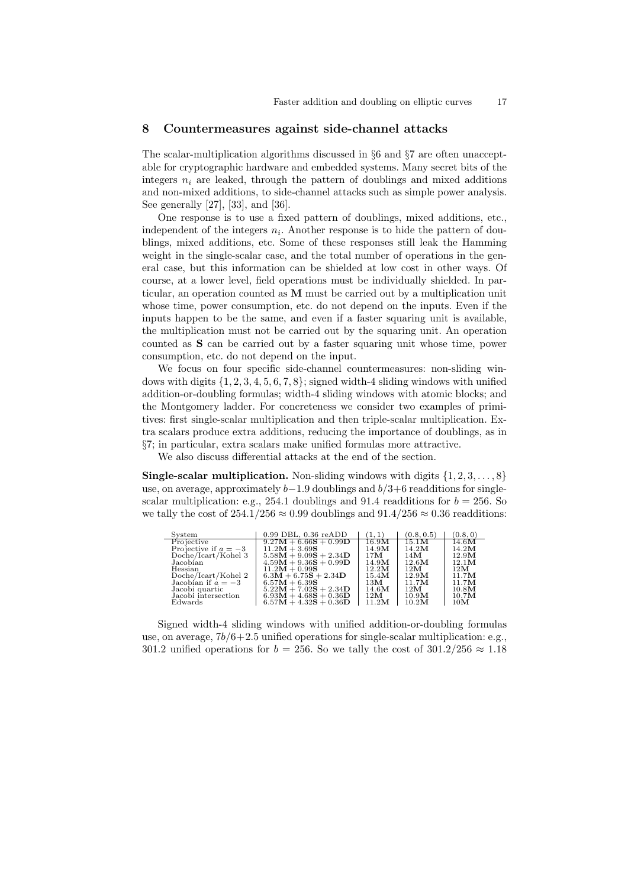## 8 Countermeasures against side-channel attacks

The scalar-multiplication algorithms discussed in §6 and §7 are often unacceptable for cryptographic hardware and embedded systems. Many secret bits of the integers $n_i$ are leaked, through the pattern of doublings and mixed additions and non-mixed additions, to side-channel attacks such as simple power analysis. See generally [27], [33], and [36].

One response is to use a fixed pattern of doublings, mixed additions, etc., independent of the integers $n_i$. Another response is to hide the pattern of doublings, mixed additions, etc. Some of these responses still leak the Hamming weight in the single-scalar case, and the total number of operations in the general case, but this information can be shielded at low cost in other ways. Of course, at a lower level, field operations must be individually shielded. In particular, an operation counted as **M** must be carried out by a multiplication unit whose time, power consumption, etc. do not depend on the inputs. Even if the inputs happen to be the same, and even if a faster squaring unit is available, the multiplication must not be carried out by the squaring unit. An operation counted as **S** can be carried out by a faster squaring unit whose time, power consumption, etc. do not depend on the input.

We focus on four specific side-channel countermeasures: non-sliding windows with digits $\{1, 2, 3, 4, 5, 6, 7, 8\}$; signed width-4 sliding windows with unified addition-or-doubling formulas; width-4 sliding windows with atomic blocks; and the Montgomery ladder. For concreteness we consider two examples of primitives: first single-scalar multiplication and then triple-scalar multiplication. Extra scalars produce extra additions, reducing the importance of doublings, as in §7; in particular, extra scalars make unified formulas more attractive.

We also discuss differential attacks at the end of the section.

**Single-scalar multiplication.** Non-sliding windows with digits $\{1, 2, 3, \ldots, 8\}$ use, on average, approximately $b-1.9$ doublings and $b/3+6$ readditions for single-scalar multiplication: e.g., 254.1 doublings and 91.4 readditions for $b = 256$. So we tally the cost of $254.1/256 \approx 0.99$ doublings and $91.4/256 \approx 0.36$ readditions:

| System | 0.99 DBL, 0.36 reADD | $(1, 1)$ | $(0.8, 0.5)$ | $(0.8, 0)$ |
|---|---|---|---|---|
| Projective | $9.27\mathbf{M} + 6.66\mathbf{S} + 0.99\mathbf{D}$ | 16.9**M** | 15.1**M** | 14.6**M** |
| Projective if $a = -3$ | $11.2\mathbf{M} + 3.69\mathbf{S}$ | 14.9**M** | 14.2**M** | 14.2**M** |
| Doche/Icart/Kohel 3 | $5.58\mathbf{M} + 9.09\mathbf{S} + 2.34\mathbf{D}$ | 17**M** | 14**M** | 12.9**M** |
| Jacobian | $4.59\mathbf{M} + 9.36\mathbf{S} + 0.99\mathbf{D}$ | 14.9**M** | 12.6**M** | 12.1**M** |
| Hessian | $11.2\mathbf{M} + 0.99\mathbf{S}$ | 12.2**M** | 12**M** | 12**M** |
| Doche/Icart/Kohel 2 | $6.3\mathbf{M} + 6.75\mathbf{S} + 2.34\mathbf{D}$ | 15.4**M** | 12.9**M** | 11.7**M** |
| Jacobian if $a = -3$ | $6.57\mathbf{M} + 6.39\mathbf{S}$ | 13**M** | 11.7**M** | 11.7**M** |
| Jacobi quartic | $5.22\mathbf{M} + 7.02\mathbf{S} + 2.34\mathbf{D}$ | 14.6**M** | 12**M** | 10.8**M** |
| Jacobi intersection | $6.93\mathbf{M} + 4.68\mathbf{S} + 0.36\mathbf{D}$ | 12**M** | 10.9**M** | 10.7**M** |
| Edwards | $6.57\mathbf{M} + 4.32\mathbf{S} + 0.36\mathbf{D}$ | 11.2**M** | 10.2**M** | 10**M** |

Signed width-4 sliding windows with unified addition-or-doubling formulas use, on average, $7b/6+2.5$ unified operations for single-scalar multiplication: e.g., 301.2 unified operations for $b = 256$. So we tally the cost of $301.2/256 \approx 1.18$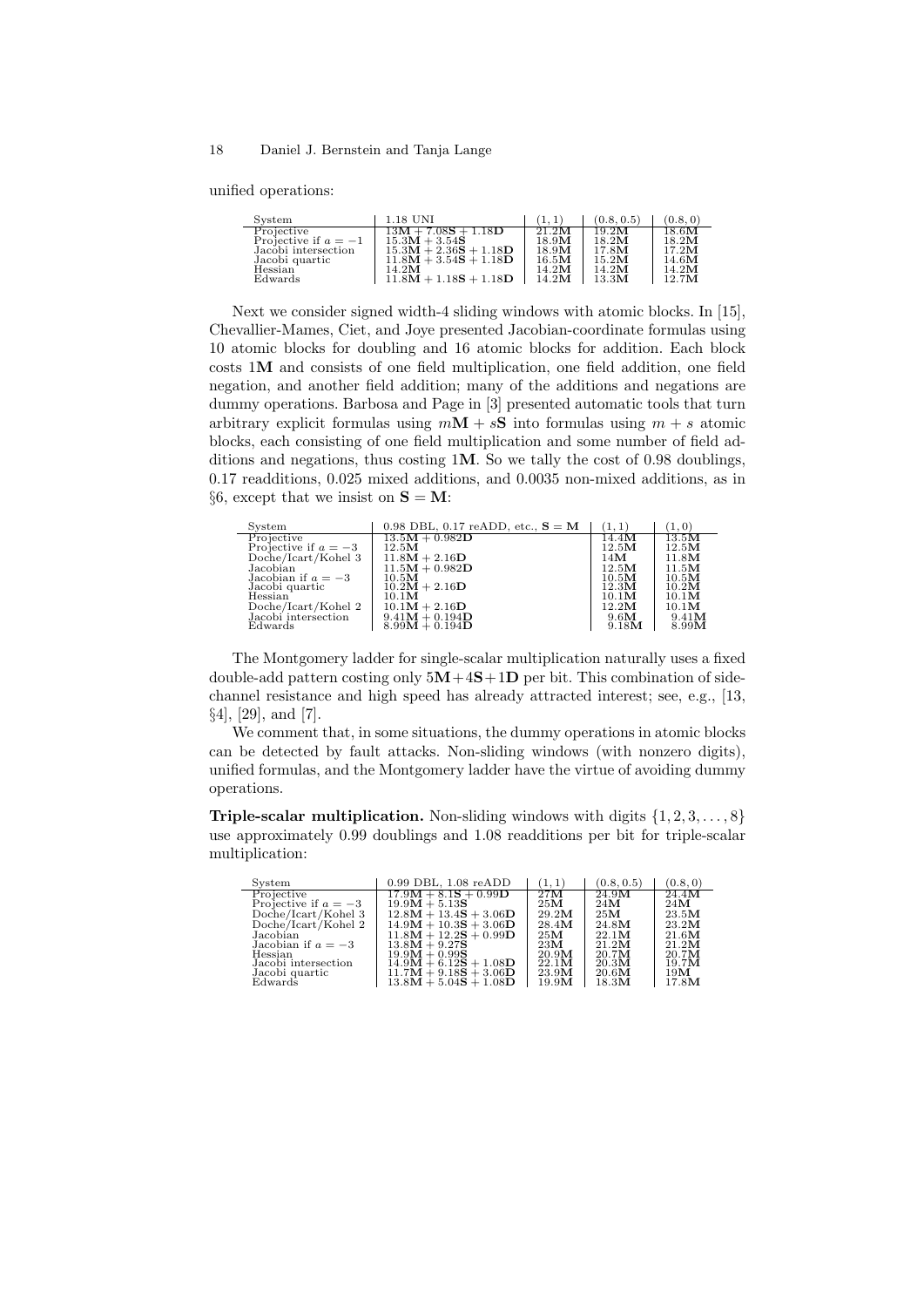unified operations:

| System | 1.18 UNI | $(1,1)$ | $(0.8,0.5)$ | $(0.8,0)$ |
|---|---|---|---|---|
| Projective | $13\mathbf{M}+7.08\mathbf{S}+1.18\mathbf{D}$ | $21.2\mathbf{M}$ | $19.2\mathbf{M}$ | $18.6\mathbf{M}$ |
| Projective if $a=-1$ | $15.3\mathbf{M}+3.54\mathbf{S}$ | $18.9\mathbf{M}$ | $18.2\mathbf{M}$ | $18.2\mathbf{M}$ |
| Jacobi intersection | $15.3\mathbf{M}+2.36\mathbf{S}+1.18\mathbf{D}$ | $18.9\mathbf{M}$ | $17.8\mathbf{M}$ | $17.2\mathbf{M}$ |
| Jacobi quartic | $11.8\mathbf{M}+3.54\mathbf{S}+1.18\mathbf{D}$ | $16.5\mathbf{M}$ | $15.2\mathbf{M}$ | $14.6\mathbf{M}$ |
| Hessian | $14.2\mathbf{M}$ | $14.2\mathbf{M}$ | $14.2\mathbf{M}$ | $14.2\mathbf{M}$ |
| Edwards | $11.8\mathbf{M}+1.18\mathbf{S}+1.18\mathbf{D}$ | $14.2\mathbf{M}$ | $13.3\mathbf{M}$ | $12.7\mathbf{M}$ |

Next we consider signed width-4 sliding windows with atomic blocks. In [15], Chevallier-Mames, Ciet, and Joye presented Jacobian-coordinate formulas using 10 atomic blocks for doubling and 16 atomic blocks for addition. Each block costs $1\mathbf{M}$ and consists of one field multiplication, one field addition, one field negation, and another field addition; many of the additions and negations are dummy operations. Barbosa and Page in [3] presented automatic tools that turn arbitrary explicit formulas using $m\mathbf{M}+s\mathbf{S}$ into formulas using $m+s$ atomic blocks, each consisting of one field multiplication and some number of field additions and negations, thus costing $1\mathbf{M}$. So we tally the cost of 0.98 doublings, 0.17 readditions, 0.025 mixed additions, and 0.0035 non-mixed additions, as in §6, except that we insist on $\mathbf{S}=\mathbf{M}$:

| System | 0.98 DBL, 0.17 reADD, etc., $\mathbf{S}=\mathbf{M}$ | $(1,1)$ | $(1,0)$ |
|---|---|---|---|
| Projective | $13.5\mathbf{M}+0.982\mathbf{D}$ | $14.4\mathbf{M}$ | $13.5\mathbf{M}$ |
| Projective if $a=-3$ | $12.5\mathbf{M}$ | $12.5\mathbf{M}$ | $12.5\mathbf{M}$ |
| Doche/Icart/Kohel 3 | $11.8\mathbf{M}+2.16\mathbf{D}$ | $14\mathbf{M}$ | $11.8\mathbf{M}$ |
| Jacobian | $11.5\mathbf{M}+0.982\mathbf{D}$ | $12.5\mathbf{M}$ | $11.5\mathbf{M}$ |
| Jacobian if $a=-3$ | $10.5\mathbf{M}$ | $10.5\mathbf{M}$ | $10.5\mathbf{M}$ |
| Jacobi quartic | $10.2\mathbf{M}+2.16\mathbf{D}$ | $12.3\mathbf{M}$ | $10.2\mathbf{M}$ |
| Hessian | $10.1\mathbf{M}$ | $10.1\mathbf{M}$ | $10.1\mathbf{M}$ |
| Doche/Icart/Kohel 2 | $10.1\mathbf{M}+2.16\mathbf{D}$ | $12.2\mathbf{M}$ | $10.1\mathbf{M}$ |
| Jacobi intersection | $9.41\mathbf{M}+0.194\mathbf{D}$ | $9.6\mathbf{M}$ | $9.41\mathbf{M}$ |
| Edwards | $8.99\mathbf{M}+0.194\mathbf{D}$ | $9.18\mathbf{M}$ | $8.99\mathbf{M}$ |

The Montgomery ladder for single-scalar multiplication naturally uses a fixed double-add pattern costing only $5\mathbf{M}+4\mathbf{S}+1\mathbf{D}$ per bit. This combination of side-channel resistance and high speed has already attracted interest; see, e.g., [13, §4], [29], and [7].

We comment that, in some situations, the dummy operations in atomic blocks can be detected by fault attacks. Non-sliding windows (with nonzero digits), unified formulas, and the Montgomery ladder have the virtue of avoiding dummy operations.

**Triple-scalar multiplication.** Non-sliding windows with digits $\{1,2,3,\ldots,8\}$ use approximately 0.99 doublings and 1.08 readditions per bit for triple-scalar multiplication:

| System | 0.99 DBL, 1.08 reADD | $(1,1)$ | $(0.8,0.5)$ | $(0.8,0)$ |
|---|---|---|---|---|
| Projective | $17.9\mathbf{M}+8.1\mathbf{S}+0.99\mathbf{D}$ | $27\mathbf{M}$ | $24.9\mathbf{M}$ | $24.4\mathbf{M}$ |
| Projective if $a=-3$ | $19.9\mathbf{M}+5.13\mathbf{S}$ | $25\mathbf{M}$ | $24\mathbf{M}$ | $24\mathbf{M}$ |
| Doche/Icart/Kohel 3 | $12.8\mathbf{M}+13.4\mathbf{S}+3.06\mathbf{D}$ | $29.2\mathbf{M}$ | $25\mathbf{M}$ | $23.5\mathbf{M}$ |
| Doche/Icart/Kohel 2 | $14.9\mathbf{M}+10.3\mathbf{S}+3.06\mathbf{D}$ | $28.4\mathbf{M}$ | $24.8\mathbf{M}$ | $23.2\mathbf{M}$ |
| Jacobian | $11.8\mathbf{M}+12.2\mathbf{S}+0.99\mathbf{D}$ | $25\mathbf{M}$ | $22.1\mathbf{M}$ | $21.6\mathbf{M}$ |
| Jacobian if $a=-3$ | $13.8\mathbf{M}+9.27\mathbf{S}$ | $23\mathbf{M}$ | $21.2\mathbf{M}$ | $21.2\mathbf{M}$ |
| Hessian | $19.9\mathbf{M}+0.99\mathbf{S}$ | $20.9\mathbf{M}$ | $20.7\mathbf{M}$ | $20.7\mathbf{M}$ |
| Jacobi intersection | $14.9\mathbf{M}+6.12\mathbf{S}+1.08\mathbf{D}$ | $22.1\mathbf{M}$ | $20.3\mathbf{M}$ | $19.7\mathbf{M}$ |
| Jacobi quartic | $11.7\mathbf{M}+9.18\mathbf{S}+3.06\mathbf{D}$ | $23.9\mathbf{M}$ | $20.6\mathbf{M}$ | $19\mathbf{M}$ |
| Edwards | $13.8\mathbf{M}+5.04\mathbf{S}+1.08\mathbf{D}$ | $19.9\mathbf{M}$ | $18.3\mathbf{M}$ | $17.8\mathbf{M}$ |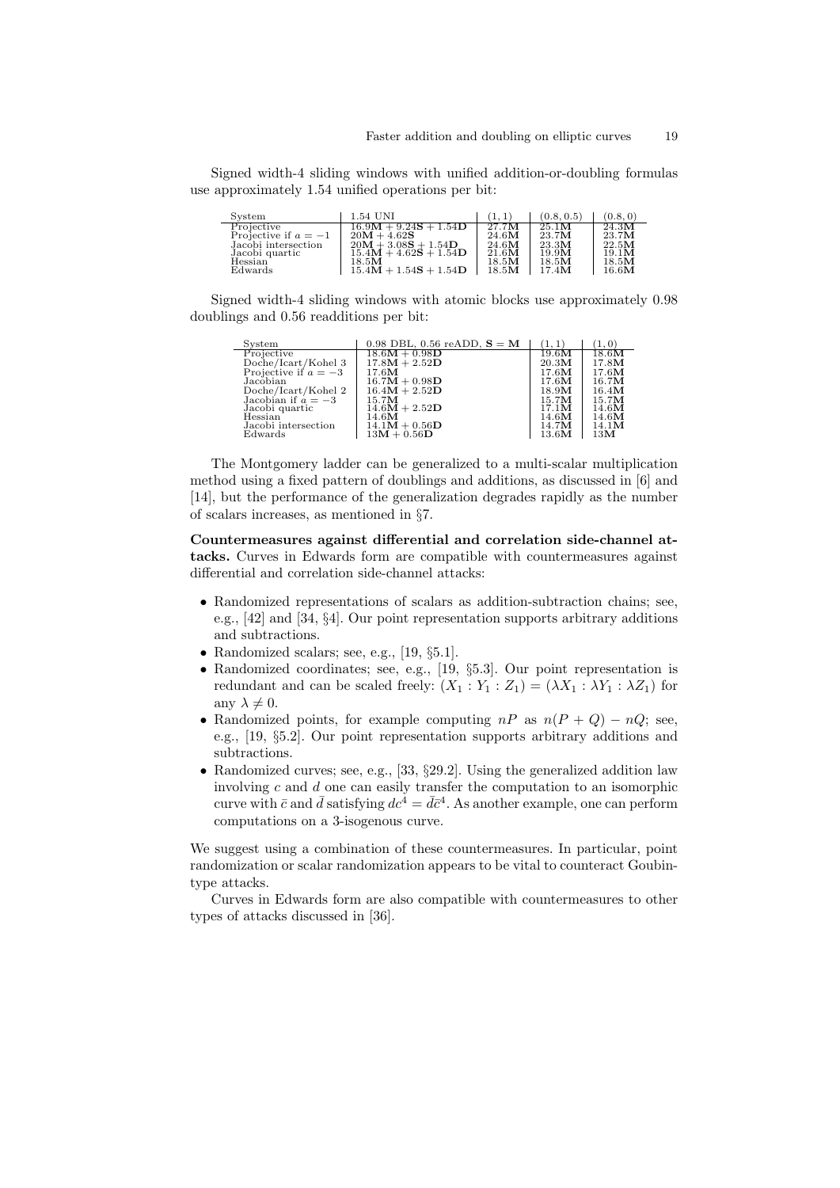Signed width-4 sliding windows with unified addition-or-doubling formulas use approximately 1.54 unified operations per bit:

| System | 1.54 UNI | $(1,1)$ | $(0.8,0.5)$ | $(0.8,0)$ |
|---|---|---|---|---|
| Projective | $16.9\mathbf{M} + 9.24\mathbf{S} + 1.54\mathbf{D}$ | $27.7\mathbf{M}$ | $25.1\mathbf{M}$ | $24.3\mathbf{M}$ |
| Projective if $a = -1$ | $20\mathbf{M} + 4.62\mathbf{S}$ | $24.6\mathbf{M}$ | $23.7\mathbf{M}$ | $23.7\mathbf{M}$ |
| Jacobi intersection | $20\mathbf{M} + 3.08\mathbf{S} + 1.54\mathbf{D}$ | $24.6\mathbf{M}$ | $23.3\mathbf{M}$ | $22.5\mathbf{M}$ |
| Jacobi quartic | $15.4\mathbf{M} + 4.62\mathbf{S} + 1.54\mathbf{D}$ | $21.6\mathbf{M}$ | $19.9\mathbf{M}$ | $19.1\mathbf{M}$ |
| Hessian | $18.5\mathbf{M}$ | $18.5\mathbf{M}$ | $18.5\mathbf{M}$ | $18.5\mathbf{M}$ |
| Edwards | $15.4\mathbf{M} + 1.54\mathbf{S} + 1.54\mathbf{D}$ | $18.5\mathbf{M}$ | $17.4\mathbf{M}$ | $16.6\mathbf{M}$ |

Signed width-4 sliding windows with atomic blocks use approximately 0.98 doublings and 0.56 readditions per bit:

| System | 0.98 DBL, 0.56 reADD, $\mathbf{S} = \mathbf{M}$ | $(1,1)$ | $(1,0)$ |
|---|---|---|---|
| Projective | $18.6\mathbf{M} + 0.98\mathbf{D}$ | $19.6\mathbf{M}$ | $18.6\mathbf{M}$ |
| Doche/Icart/Kohel 3 | $17.8\mathbf{M} + 2.52\mathbf{D}$ | $20.3\mathbf{M}$ | $17.8\mathbf{M}$ |
| Projective if $a = -3$ | $17.6\mathbf{M}$ | $17.6\mathbf{M}$ | $17.6\mathbf{M}$ |
| Jacobian | $16.7\mathbf{M} + 0.98\mathbf{D}$ | $17.6\mathbf{M}$ | $16.7\mathbf{M}$ |
| Doche/Icart/Kohel 2 | $16.4\mathbf{M} + 2.52\mathbf{D}$ | $18.9\mathbf{M}$ | $16.4\mathbf{M}$ |
| Jacobian if $a = -3$ | $15.7\mathbf{M}$ | $15.7\mathbf{M}$ | $15.7\mathbf{M}$ |
| Jacobi quartic | $14.6\mathbf{M} + 2.52\mathbf{D}$ | $17.1\mathbf{M}$ | $14.6\mathbf{M}$ |
| Hessian | $14.6\mathbf{M}$ | $14.6\mathbf{M}$ | $14.6\mathbf{M}$ |
| Jacobi intersection | $14.1\mathbf{M} + 0.56\mathbf{D}$ | $14.7\mathbf{M}$ | $14.1\mathbf{M}$ |
| Edwards | $13\mathbf{M} + 0.56\mathbf{D}$ | $13.6\mathbf{M}$ | $13\mathbf{M}$ |

The Montgomery ladder can be generalized to a multi-scalar multiplication method using a fixed pattern of doublings and additions, as discussed in [6] and [14], but the performance of the generalization degrades rapidly as the number of scalars increases, as mentioned in §7.

**Countermeasures against differential and correlation side-channel attacks.** Curves in Edwards form are compatible with countermeasures against differential and correlation side-channel attacks:

- Randomized representations of scalars as addition-subtraction chains; see, e.g., [42] and [34, §4]. Our point representation supports arbitrary additions and subtractions.
- Randomized scalars; see, e.g., [19, §5.1].
- Randomized coordinates; see, e.g., [19, §5.3]. Our point representation is redundant and can be scaled freely: $(X_1 : Y_1 : Z_1) = (\lambda X_1 : \lambda Y_1 : \lambda Z_1)$ for any $\lambda \neq 0$.
- Randomized points, for example computing $nP$ as $n(P+Q) - nQ$; see, e.g., [19, §5.2]. Our point representation supports arbitrary additions and subtractions.
- Randomized curves; see, e.g., [33, §29.2]. Using the generalized addition law involving $c$ and $d$ one can easily transfer the computation to an isomorphic curve with $\bar{c}$ and $\bar{d}$ satisfying $dc^4 = \bar{d}\bar{c}^4$. As another example, one can perform computations on a 3-isogenous curve.

We suggest using a combination of these countermeasures. In particular, point randomization or scalar randomization appears to be vital to counteract Goubin-type attacks.

Curves in Edwards form are also compatible with countermeasures to other types of attacks discussed in [36].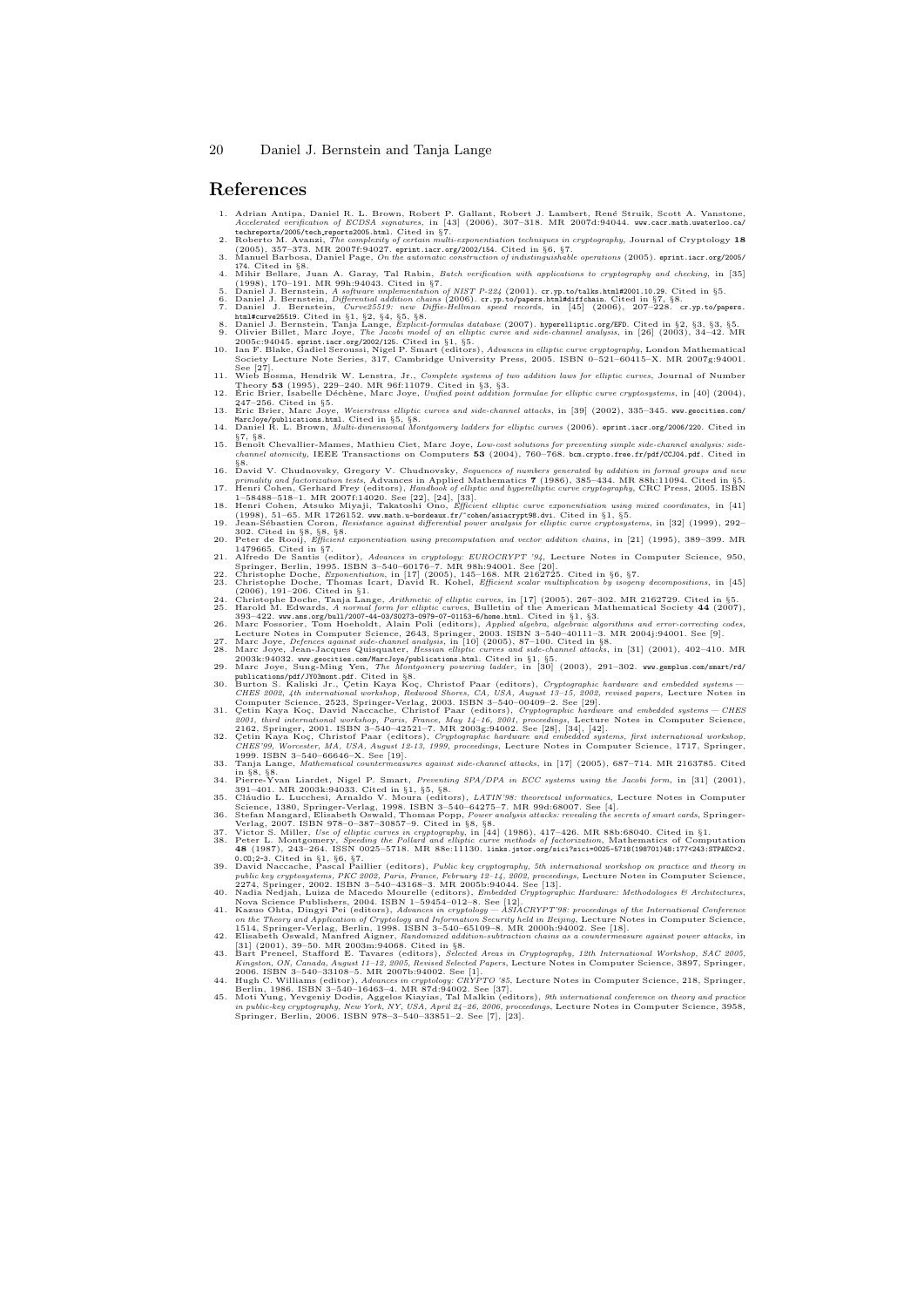# References

1. Adrian Antipa, Daniel R. L. Brown, Robert P. Gallant, Robert J. Lambert, René Struik, Scott A. Vanstone, *Accelerated verification of ECDSA signatures*, in [43] (2006), 307–318. MR 2007d:94044. www.cacr.math.uwaterloo.ca/techreports/2005/tech_reports2005.html. Cited in §7.
2. Roberto M. Avanzi, *The complexity of certain multi-exponentiation techniques in cryptography*, Journal of Cryptology **18** (2005), 357–373. MR 2007f:94027. eprint.iacr.org/2002/154. Cited in §6, §7.
3. Manuel Barbosa, Daniel Page, *On the automatic construction of indistinguishable operations* (2005). eprint.iacr.org/2005/174. Cited in §8.
4. Mihir Bellare, Juan A. Garay, Tal Rabin, *Batch verification with applications to cryptography and checking*, in [35] (1998), 170–191. MR 99h:94043. Cited in §7.
5. Daniel J. Bernstein, *A software implementation of NIST P-224* (2001). cr.yp.to/talks.html#2001.10.29. Cited in §5.
6. Daniel J. Bernstein, *Differential addition chains* (2006). cr.yp.to/papers.html#diffchain. Cited in §7, §8.
7. Daniel J. Bernstein, *Curve25519: new Diffie-Hellman speed records*, in [45] (2006), 207–228. cr.yp.to/papers.html#curve25519. Cited in §1, §2, §4, §5, §8.
8. Daniel J. Bernstein, Tanja Lange, *Explicit-formulas database* (2007). hyperelliptic.org/EFD. Cited in §2, §3, §3, §5.
9. Olivier Billet, Marc Joye, *The Jacobi model of an elliptic curve and side-channel analysis*, in [26] (2003), 34–42. MR 2005c:94045. eprint.iacr.org/2002/125. Cited in §1, §5.
10. Ian F. Blake, Gadiel Seroussi, Nigel P. Smart (editors), *Advances in elliptic curve cryptography*, London Mathematical Society Lecture Note Series, 317, Cambridge University Press, 2005. ISBN 0–521–60415–X. MR 2007g:94001. See [27].
11. Wieb Bosma, Hendrik W. Lenstra, Jr., *Complete systems of two addition laws for elliptic curves*, Journal of Number Theory **53** (1995), 229–240. MR 96f:11079. Cited in §3, §3.
12. Éric Brier, Isabelle Déchène, Marc Joye, *Unified point addition formulae for elliptic curve cryptosystems*, in [40] (2004), 247–256. Cited in §5.
13. Éric Brier, Marc Joye, *Weierstrass elliptic curves and side-channel attacks*, in [39] (2002), 335–345. www.geocities.com/MarcJoye/publications.html. Cited in §5, §8.
14. Daniel R. L. Brown, *Multi-dimensional Montgomery ladders for elliptic curves* (2006). eprint.iacr.org/2006/220. Cited in §7, §8.
15. Benoît Chevallier-Mames, Mathieu Ciet, Marc Joye, *Low-cost solutions for preventing simple side-channel analysis: side-channel atomicity*, IEEE Transactions on Computers **53** (2004), 760–768. bcm.crypto.free.fr/pdf/CCJ04.pdf. Cited in §8.
16. David V. Chudnovsky, Gregory V. Chudnovsky, *Sequences of numbers generated by addition in formal groups and new primality and factorization tests*, Advances in Applied Mathematics **7** (1986), 385–434. MR 88h:11094. Cited in §5.
17. Henri Cohen, Gerhard Frey (editors), *Handbook of elliptic and hyperelliptic curve cryptography*, CRC Press, 2005. ISBN 1–58488–518–1. MR 2007f:14020. See [22], [24], [33].
18. Henri Cohen, Atsuko Miyaji, Takatoshi Ono, *Efficient elliptic curve exponentiation using mixed coordinates*, in [41] (1998), 51–65. MR 1726152. www.math.u-bordeaux.fr/~cohen/asiacrypt98.dvi. Cited in §1, §5.
19. Jean-Sébastien Coron, *Resistance against differential power analysis for elliptic curve cryptosystems*, in [32] (1999), 292–302. Cited in §8, §8, §8.
20. Peter de Rooij, *Efficient exponentiation using precomputation and vector addition chains*, in [21] (1995), 389–399. MR 1479665. Cited in §7.
21. Alfredo De Santis (editor), *Advances in cryptology: EUROCRYPT '94*, Lecture Notes in Computer Science, 950, Springer, Berlin, 1995. ISBN 3–540–60176–7. MR 98h:94001. See [20].
22. Christophe Doche, *Exponentiation*, in [17] (2005), 145–168. MR 2162725. Cited in §6, §7.
23. Christophe Doche, Thomas Icart, David R. Kohel, *Efficient scalar multiplication by isogeny decompositions*, in [45] (2006), 191–206. Cited in §1.
24. Christophe Doche, Tanja Lange, *Arithmetic of elliptic curves*, in [17] (2005), 267–302. MR 2162729. Cited in §5.
25. Harold M. Edwards, *A normal form for elliptic curves*, Bulletin of the American Mathematical Society **44** (2007), 393–422. www.ams.org/bull/2007-44-03/S0273-0979-07-01153-6/home.html. Cited in §1, §3.
26. Marc Fossorier, Tom Hoeholdt, Alain Poli (editors), *Applied algebra, algebraic algorithms and error-correcting codes*, Lecture Notes in Computer Science, 2643, Springer, 2003. ISBN 3–540–40111–3. MR 2004j:94001. See [9].
27. Marc Joye, *Defences against side-channel analysis*, in [10] (2005), 87–100. Cited in §8.
28. Marc Joye, Jean-Jacques Quisquater, *Hessian elliptic curves and side-channel attacks*, in [31] (2001), 402–410. MR 2003k:94032. www.geocities.com/MarcJoye/publications.html. Cited in §1, §5.
29. Marc Joye, Sung-Ming Yen, *The Montgomery powering ladder*, in [30] (2003), 291–302. www.gemplus.com/smart/rd/publications/pdf/JY03mont.pdf. Cited in §8.
30. Burton S. Kaliski Jr., Çetin Kaya Koç, Christof Paar (editors), *Cryptographic hardware and embedded systems — CHES 2002, 4th international workshop, Redwood Shores, CA, USA, August 13–15, 2002, revised papers*, Lecture Notes in Computer Science, 2523, Springer-Verlag, 2003. ISBN 3–540–00409–2. See [29].
31. Çetin Kaya Koç, David Naccache, Christof Paar (editors), *Cryptographic hardware and embedded systems — CHES 2001, third international workshop, Paris, France, May 14–16, 2001, proceedings*, Lecture Notes in Computer Science, 2162, Springer, 2001. ISBN 3–540–42521–7. MR 2003g:94002. See [28], [34], [42].
32. Çetin Kaya Koç, Christof Paar (editors), *Cryptographic hardware and embedded systems, first international workshop, CHES'99, Worcester, MA, USA, August 12-13, 1999, proceedings*, Lecture Notes in Computer Science, 1717, Springer, 1999. ISBN 3–540–66646–X. See [19].
33. Tanja Lange, *Mathematical countermeasures against side-channel attacks*, in [17] (2005), 687–714. MR 2163785. Cited in §8, §8.
34. Pierre-Yvan Liardet, Nigel P. Smart, *Preventing SPA/DPA in ECC systems using the Jacobi form*, in [31] (2001), 391–401. MR 2003k:94033. Cited in §1, §5, §8.
35. Cláudio L. Lucchesi, Arnaldo V. Moura (editors), *LATIN'98: theoretical informatics*, Lecture Notes in Computer Science, 1380, Springer-Verlag, 1998. ISBN 3–540–64275–7. MR 99d:68007. See [4].
36. Stefan Mangard, Elisabeth Oswald, Thomas Popp, *Power analysis attacks: revealing the secrets of smart cards*, Springer-Verlag, 2007. ISBN 978–0–387–30857–9. Cited in §8, §8.
37. Victor S. Miller, *Use of elliptic curves in cryptography*, in [44] (1986), 417–426. MR 88b:68040. Cited in §1.
38. Peter L. Montgomery, *Speeding the Pollard and elliptic curve methods of factorization*, Mathematics of Computation **48** (1987), 243–264. ISSN 0025–5718. MR 88e:11130. links.jstor.org/sici?sici=0025-5718(198701)48:177<243:STPAEC>2.0.CO;2-3. Cited in §1, §6, §7.
39. David Naccache, Pascal Paillier (editors), *Public key cryptography, 5th international workshop on practice and theory in public key cryptosystems, PKC 2002, Paris, France, February 12–14, 2002, proceedings*, Lecture Notes in Computer Science, 2274, Springer, 2002. ISBN 3–540–43168–3. MR 2005b:94044. See [13].
40. Nadia Nedjah, Luiza de Macedo Mourelle (editors), *Embedded Cryptographic Hardware: Methodologies & Architectures*, Nova Science Publishers, 2004. ISBN 1–59454–012–8. See [12].
41. Kazuo Ohta, Dingyi Pei (editors), *Advances in cryptology — ASIACRYPT'98: proceedings of the International Conference on the Theory and Application of Cryptology and Information Security held in Beijing*, Lecture Notes in Computer Science, 1514, Springer-Verlag, Berlin, 1998. ISBN 3–540–65109–8. MR 2000h:94002. See [18].
42. Elisabeth Oswald, Manfred Aigner, *Randomized addition-subtraction chains as a countermeasure against power attacks*, in [31] (2001), 39–50. MR 2003m:94068. Cited in §8.
43. Bart Preneel, Stafford E. Tavares (editors), *Selected Areas in Cryptography, 12th International Workshop, SAC 2005, Kingston, ON, Canada, August 11–12, 2005, Revised Selected Papers*, Lecture Notes in Computer Science, 3897, Springer, 2006. ISBN 3–540–33108–5. MR 2007b:94002. See [1].
44. Hugh C. Williams (editor), *Advances in cryptology: CRYPTO '85*, Lecture Notes in Computer Science, 218, Springer, Berlin, 1986. ISBN 3–540–16463–4. MR 87d:94002. See [37].
45. Moti Yung, Yevgeniy Dodis, Aggelos Kiayias, Tal Malkin (editors), *9th international conference on theory and practice in public-key cryptography, New York, NY, USA, April 24–26, 2006, proceedings*, Lecture Notes in Computer Science, 3958, Springer, Berlin, 2006. ISBN 978–3–540–33851–2. See [7], [23].